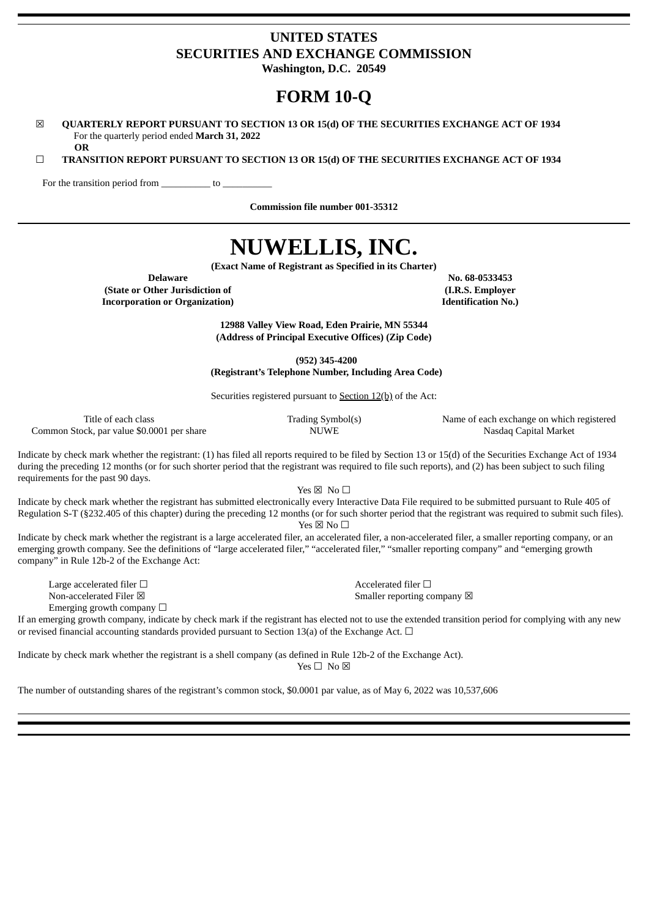# UNITED STATES
# SECURITIES AND EXCHANGE COMMISSION
**Washington, D.C. 20549**

# FORM 10-Q

☒ **QUARTERLY REPORT PURSUANT TO SECTION 13 OR 15(d) OF THE SECURITIES EXCHANGE ACT OF 1934**
For the quarterly period ended **March 31, 2022**
**OR**

☐ **TRANSITION REPORT PURSUANT TO SECTION 13 OR 15(d) OF THE SECURITIES EXCHANGE ACT OF 1934**

For the transition period from __________ to __________

**Commission file number 001-35312**

# NUWELLIS, INC.

**(Exact Name of Registrant as Specified in its Charter)**

| **Delaware** | **No. 68-0533453** |
|---|---|
| **(State or Other Jurisdiction of Incorporation or Organization)** | **(I.R.S. Employer Identification No.)** |

**12988 Valley View Road, Eden Prairie, MN 55344**
**(Address of Principal Executive Offices) (Zip Code)**

**(952) 345-4200**
**(Registrant's Telephone Number, Including Area Code)**

Securities registered pursuant to Section 12(b) of the Act:

| Title of each class | Trading Symbol(s) | Name of each exchange on which registered |
|---|---|---|
| Common Stock, par value $0.0001 per share | NUWE | Nasdaq Capital Market |

Indicate by check mark whether the registrant: (1) has filed all reports required to be filed by Section 13 or 15(d) of the Securities Exchange Act of 1934 during the preceding 12 months (or for such shorter period that the registrant was required to file such reports), and (2) has been subject to such filing requirements for the past 90 days.

Yes ☒ No ☐

Indicate by check mark whether the registrant has submitted electronically every Interactive Data File required to be submitted pursuant to Rule 405 of Regulation S-T (§232.405 of this chapter) during the preceding 12 months (or for such shorter period that the registrant was required to submit such files).

Yes ☒ No ☐

Indicate by check mark whether the registrant is a large accelerated filer, an accelerated filer, a non-accelerated filer, a smaller reporting company, or an emerging growth company. See the definitions of "large accelerated filer," "accelerated filer," "smaller reporting company" and "emerging growth company" in Rule 12b-2 of the Exchange Act:

| | |
|---|---|
| Large accelerated filer ☐ | Accelerated filer ☐ |
| Non-accelerated Filer ☒ | Smaller reporting company ☒ |
| Emerging growth company ☐ | |

If an emerging growth company, indicate by check mark if the registrant has elected not to use the extended transition period for complying with any new or revised financial accounting standards provided pursuant to Section 13(a) of the Exchange Act. ☐

Indicate by check mark whether the registrant is a shell company (as defined in Rule 12b-2 of the Exchange Act).

Yes ☐ No ☒

The number of outstanding shares of the registrant's common stock, $0.0001 par value, as of May 6, 2022 was 10,537,606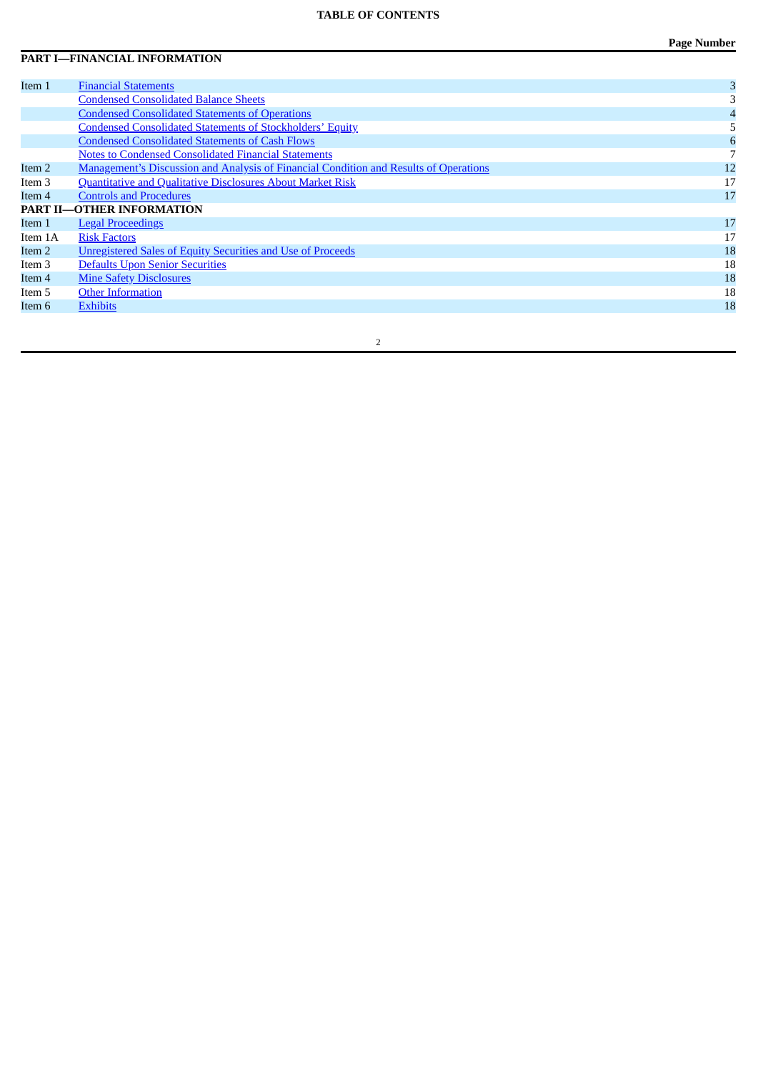**TABLE OF CONTENTS**

| | | Page Number |
|---|---|---|
| **PART I—FINANCIAL INFORMATION** | | |
| Item 1 | Financial Statements | 3 |
| | Condensed Consolidated Balance Sheets | 3 |
| | Condensed Consolidated Statements of Operations | 4 |
| | Condensed Consolidated Statements of Stockholders' Equity | 5 |
| | Condensed Consolidated Statements of Cash Flows | 6 |
| | Notes to Condensed Consolidated Financial Statements | 7 |
| Item 2 | Management's Discussion and Analysis of Financial Condition and Results of Operations | 12 |
| Item 3 | Quantitative and Qualitative Disclosures About Market Risk | 17 |
| Item 4 | Controls and Procedures | 17 |
| **PART II—OTHER INFORMATION** | | |
| Item 1 | Legal Proceedings | 17 |
| Item 1A | Risk Factors | 17 |
| Item 2 | Unregistered Sales of Equity Securities and Use of Proceeds | 18 |
| Item 3 | Defaults Upon Senior Securities | 18 |
| Item 4 | Mine Safety Disclosures | 18 |
| Item 5 | Other Information | 18 |
| Item 6 | Exhibits | 18 |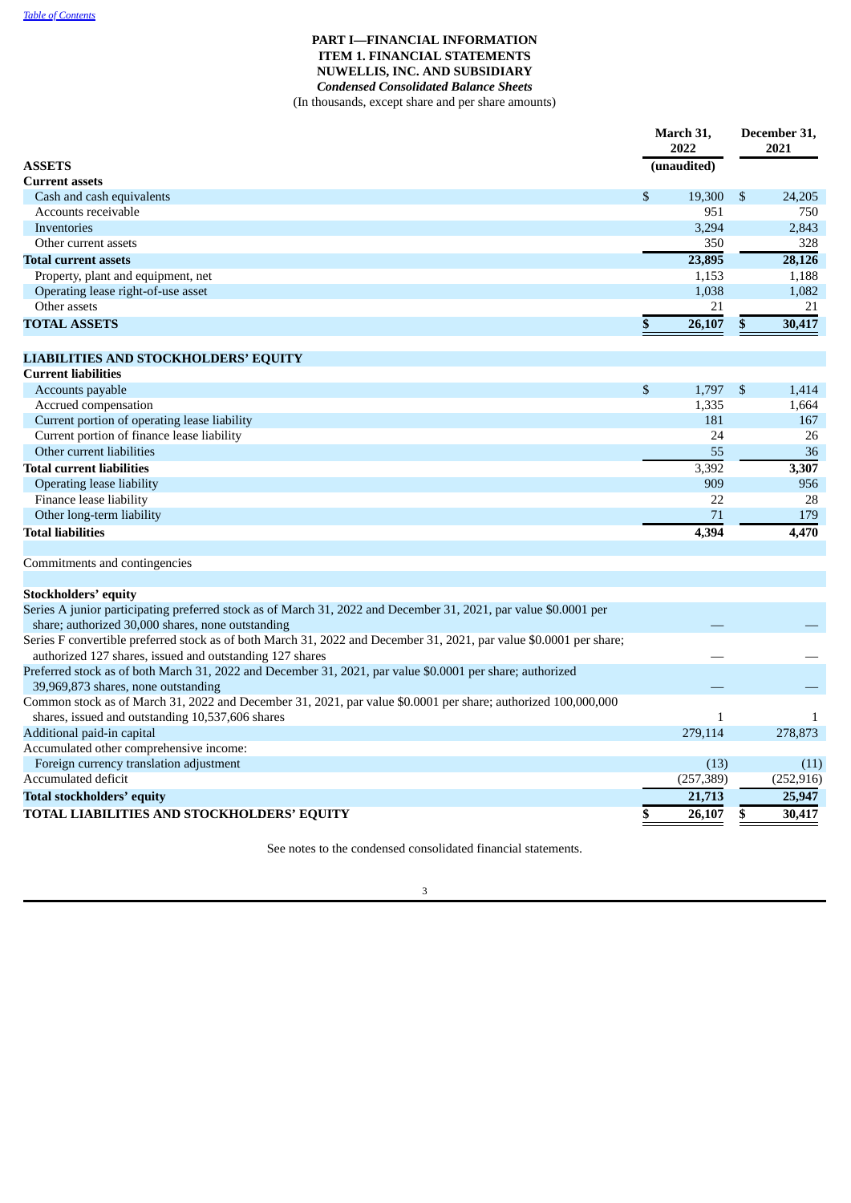# PART I—FINANCIAL INFORMATION

## ITEM 1. FINANCIAL STATEMENTS

## NUWELLIS, INC. AND SUBSIDIARY

### *Condensed Consolidated Balance Sheets*

(In thousands, except share and per share amounts)

| | March 31, 2022 | December 31, 2021 |
|---|---|---|
| **ASSETS** | **(unaudited)** | |
| **Current assets** | | |
| Cash and cash equivalents | $ 19,300 | $ 24,205 |
| Accounts receivable | 951 | 750 |
| Inventories | 3,294 | 2,843 |
| Other current assets | 350 | 328 |
| **Total current assets** | **23,895** | **28,126** |
| Property, plant and equipment, net | 1,153 | 1,188 |
| Operating lease right-of-use asset | 1,038 | 1,082 |
| Other assets | 21 | 21 |
| **TOTAL ASSETS** | **$ 26,107** | **$ 30,417** |
| | | |
| **LIABILITIES AND STOCKHOLDERS' EQUITY** | | |
| **Current liabilities** | | |
| Accounts payable | $ 1,797 | $ 1,414 |
| Accrued compensation | 1,335 | 1,664 |
| Current portion of operating lease liability | 181 | 167 |
| Current portion of finance lease liability | 24 | 26 |
| Other current liabilities | 55 | 36 |
| **Total current liabilities** | 3,392 | **3,307** |
| Operating lease liability | 909 | 956 |
| Finance lease liability | 22 | 28 |
| Other long-term liability | 71 | 179 |
| **Total liabilities** | **4,394** | **4,470** |
| | | |
| Commitments and contingencies | | |
| | | |
| **Stockholders' equity** | | |
| Series A junior participating preferred stock as of March 31, 2022 and December 31, 2021, par value $0.0001 per share; authorized 30,000 shares, none outstanding | — | — |
| Series F convertible preferred stock as of both March 31, 2022 and December 31, 2021, par value $0.0001 per share; authorized 127 shares, issued and outstanding 127 shares | — | — |
| Preferred stock as of both March 31, 2022 and December 31, 2021, par value $0.0001 per share; authorized 39,969,873 shares, none outstanding | — | — |
| Common stock as of March 31, 2022 and December 31, 2021, par value $0.0001 per share; authorized 100,000,000 shares, issued and outstanding 10,537,606 shares | 1 | 1 |
| Additional paid-in capital | 279,114 | 278,873 |
| Accumulated other comprehensive income: | | |
| Foreign currency translation adjustment | (13) | (11) |
| Accumulated deficit | (257,389) | (252,916) |
| **Total stockholders' equity** | **21,713** | **25,947** |
| **TOTAL LIABILITIES AND STOCKHOLDERS' EQUITY** | **$ 26,107** | **$ 30,417** |

See notes to the condensed consolidated financial statements.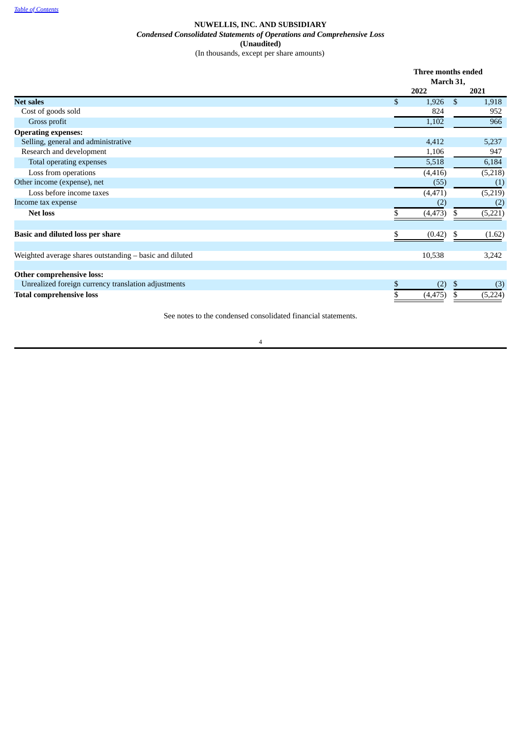# NUWELLIS, INC. AND SUBSIDIARY

## *Condensed Consolidated Statements of Operations and Comprehensive Loss*

**(Unaudited)**

(In thousands, except per share amounts)

| | Three months ended March 31, | |
|---|---|---|
| | **2022** | **2021** |
| **Net sales** | $ 1,926 | $ 1,918 |
| Cost of goods sold | 824 | 952 |
| Gross profit | 1,102 | 966 |
| **Operating expenses:** | | |
| Selling, general and administrative | 4,412 | 5,237 |
| Research and development | 1,106 | 947 |
| Total operating expenses | 5,518 | 6,184 |
| Loss from operations | (4,416) | (5,218) |
| Other income (expense), net | (55) | (1) |
| Loss before income taxes | (4,471) | (5,219) |
| Income tax expense | (2) | (2) |
| **Net loss** | $ (4,473) | $ (5,221) |
| | | |
| **Basic and diluted loss per share** | $ (0.42) | $ (1.62) |
| | | |
| Weighted average shares outstanding – basic and diluted | 10,538 | 3,242 |
| | | |
| **Other comprehensive loss:** | | |
| Unrealized foreign currency translation adjustments | $ (2) | $ (3) |
| **Total comprehensive loss** | $ (4,475) | $ (5,224) |

See notes to the condensed consolidated financial statements.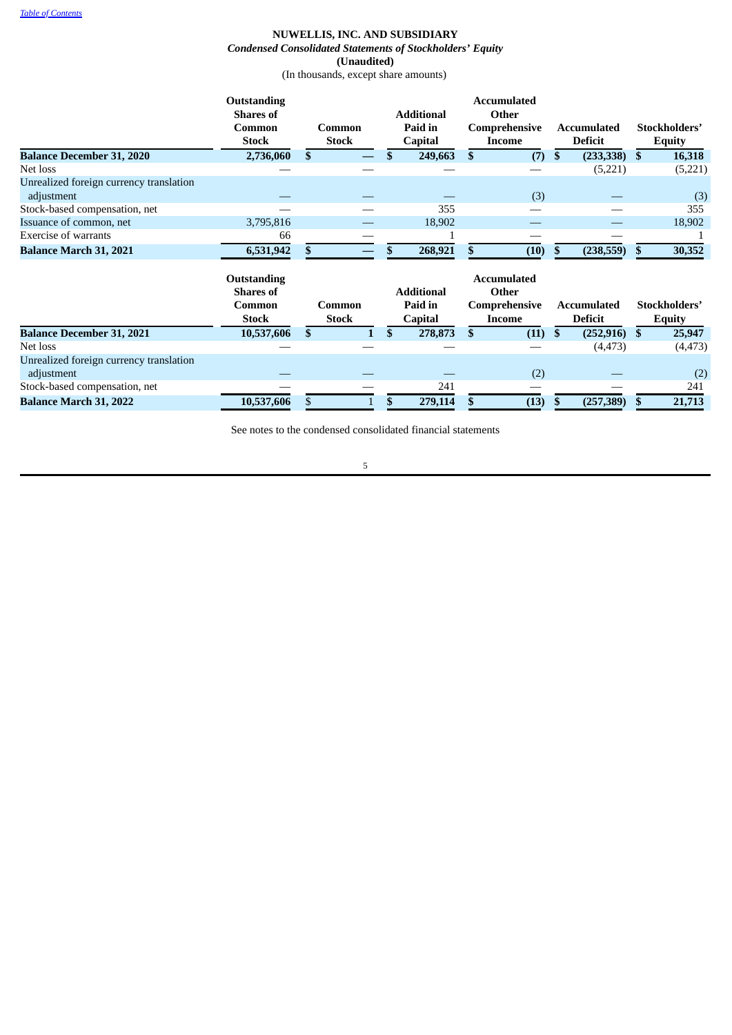**NUWELLIS, INC. AND SUBSIDIARY**

***Condensed Consolidated Statements of Stockholders' Equity***

**(Unaudited)**

(In thousands, except share amounts)

| | Outstanding Shares of Common Stock | Common Stock | Additional Paid in Capital | Accumulated Other Comprehensive Income | Accumulated Deficit | Stockholders' Equity |
|---|---|---|---|---|---|---|
| **Balance December 31, 2020** | **2,736,060** | **$ —** | **$ 249,663** | **$ (7)** | **$ (233,338)** | **$ 16,318** |
| Net loss | — | — | — | — | (5,221) | (5,221) |
| Unrealized foreign currency translation adjustment | — | — | — | (3) | — | (3) |
| Stock-based compensation, net | — | — | 355 | — | — | 355 |
| Issuance of common, net | 3,795,816 | — | 18,902 | — | — | 18,902 |
| Exercise of warrants | 66 | — | 1 | — | — | 1 |
| **Balance March 31, 2021** | **6,531,942** | **$ —** | **$ 268,921** | **$ (10)** | **$ (238,559)** | **$ 30,352** |

| | Outstanding Shares of Common Stock | Common Stock | Additional Paid in Capital | Accumulated Other Comprehensive Income | Accumulated Deficit | Stockholders' Equity |
|---|---|---|---|---|---|---|
| **Balance December 31, 2021** | **10,537,606** | **$ 1** | **$ 278,873** | **$ (11)** | **$ (252,916)** | **$ 25,947** |
| Net loss | — | — | — | — | (4,473) | (4,473) |
| Unrealized foreign currency translation adjustment | — | — | — | (2) | — | (2) |
| Stock-based compensation, net | — | — | 241 | — | — | 241 |
| **Balance March 31, 2022** | **10,537,606** | $ 1 | **$ 279,114** | **$ (13)** | **$ (257,389)** | **$ 21,713** |

See notes to the condensed consolidated financial statements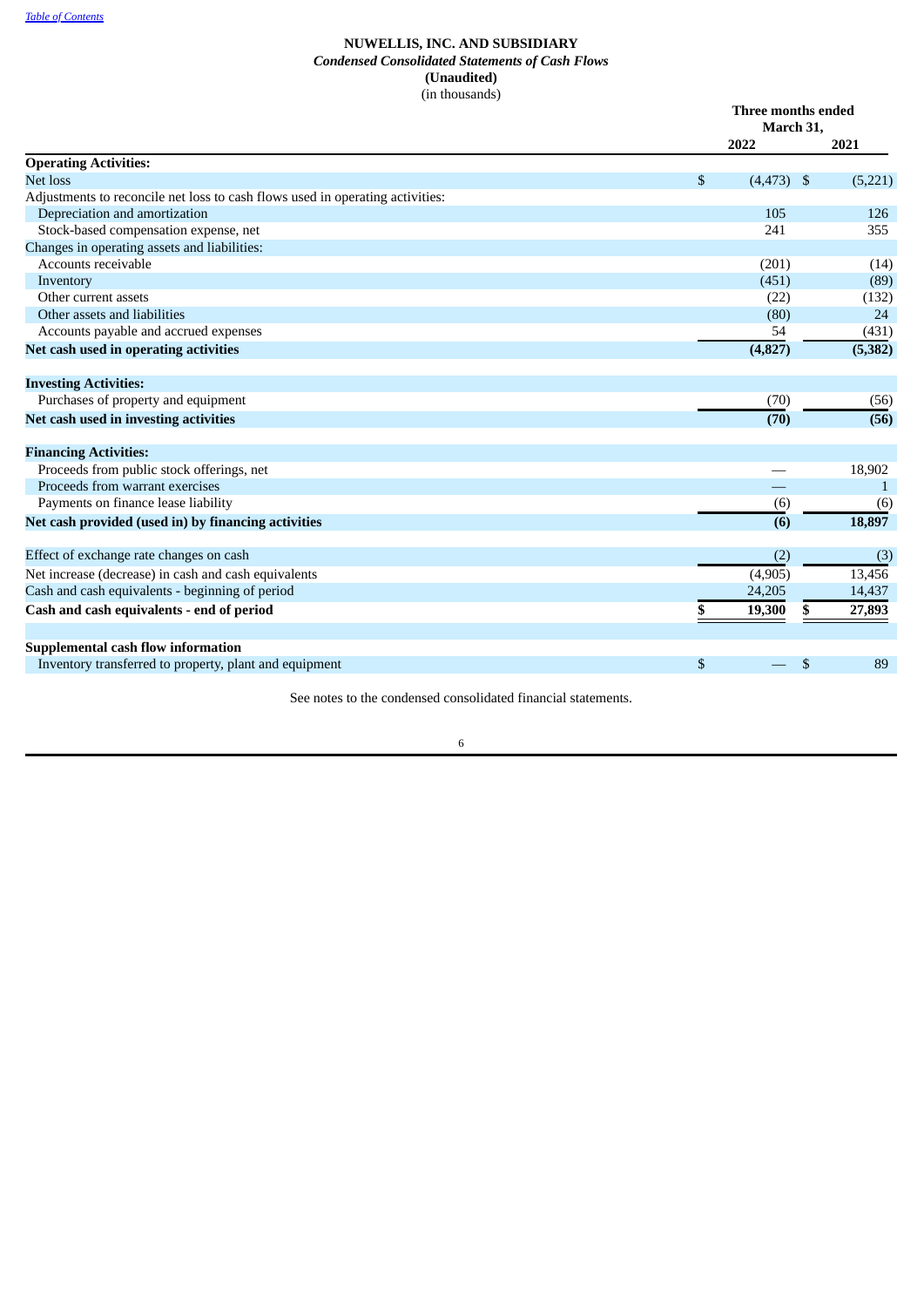[Table of Contents](#)

# NUWELLIS, INC. AND SUBSIDIARY

## *Condensed Consolidated Statements of Cash Flows*

**(Unaudited)**

(in thousands)

| | Three months ended March 31, | |
|---|---|---|
| | **2022** | **2021** |
| **Operating Activities:** | | |
| Net loss | $ (4,473) | $ (5,221) |
| Adjustments to reconcile net loss to cash flows used in operating activities: | | |
| Depreciation and amortization | 105 | 126 |
| Stock-based compensation expense, net | 241 | 355 |
| Changes in operating assets and liabilities: | | |
| Accounts receivable | (201) | (14) |
| Inventory | (451) | (89) |
| Other current assets | (22) | (132) |
| Other assets and liabilities | (80) | 24 |
| Accounts payable and accrued expenses | 54 | (431) |
| **Net cash used in operating activities** | **(4,827)** | **(5,382)** |
| | | |
| **Investing Activities:** | | |
| Purchases of property and equipment | (70) | (56) |
| **Net cash used in investing activities** | **(70)** | **(56)** |
| | | |
| **Financing Activities:** | | |
| Proceeds from public stock offerings, net | — | 18,902 |
| Proceeds from warrant exercises | — | 1 |
| Payments on finance lease liability | (6) | (6) |
| **Net cash provided (used in) by financing activities** | **(6)** | **18,897** |
| | | |
| Effect of exchange rate changes on cash | (2) | (3) |
| Net increase (decrease) in cash and cash equivalents | (4,905) | 13,456 |
| Cash and cash equivalents - beginning of period | 24,205 | 14,437 |
| **Cash and cash equivalents - end of period** | **$ 19,300** | **$ 27,893** |
| | | |
| **Supplemental cash flow information** | | |
| Inventory transferred to property, plant and equipment | $ — | $ 89 |

See notes to the condensed consolidated financial statements.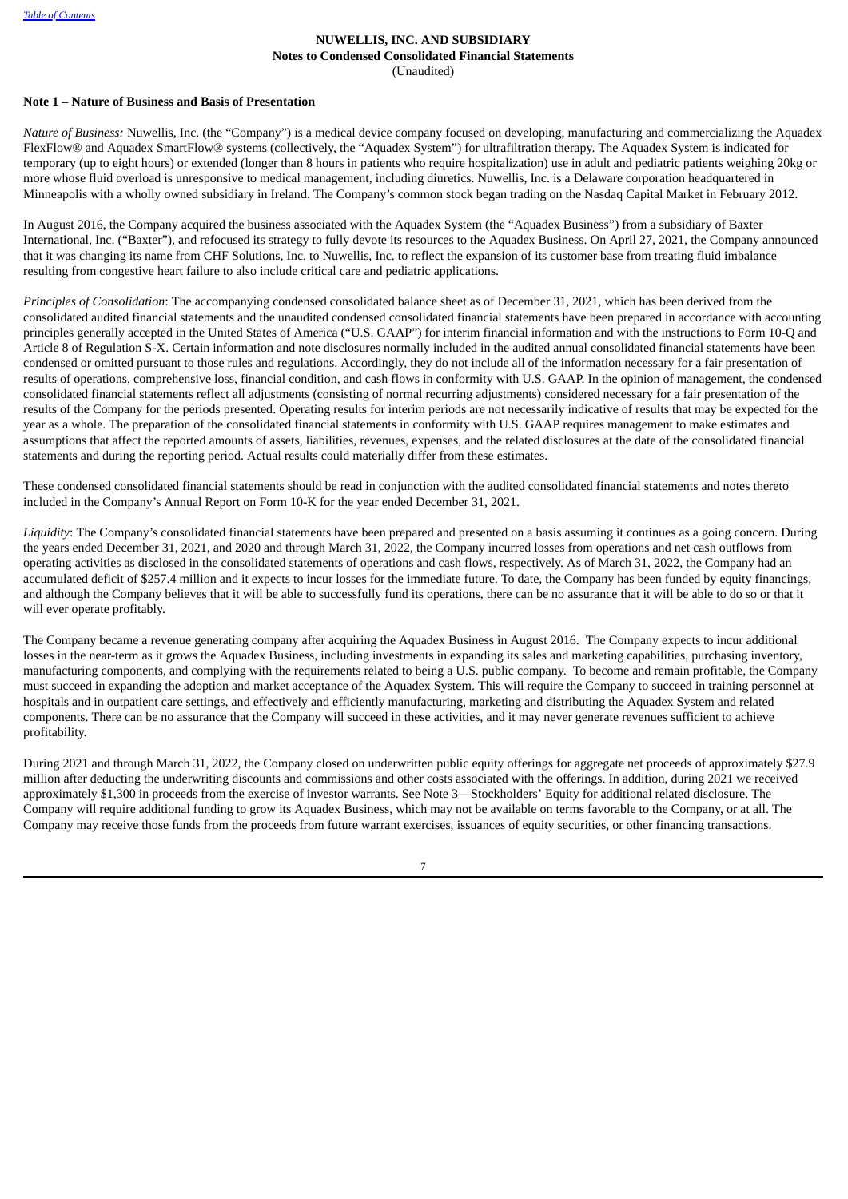**NUWELLIS, INC. AND SUBSIDIARY**
**Notes to Condensed Consolidated Financial Statements**
(Unaudited)

**Note 1 – Nature of Business and Basis of Presentation**

*Nature of Business:* Nuwellis, Inc. (the "Company") is a medical device company focused on developing, manufacturing and commercializing the Aquadex FlexFlow® and Aquadex SmartFlow® systems (collectively, the "Aquadex System") for ultrafiltration therapy. The Aquadex System is indicated for temporary (up to eight hours) or extended (longer than 8 hours in patients who require hospitalization) use in adult and pediatric patients weighing 20kg or more whose fluid overload is unresponsive to medical management, including diuretics. Nuwellis, Inc. is a Delaware corporation headquartered in Minneapolis with a wholly owned subsidiary in Ireland. The Company's common stock began trading on the Nasdaq Capital Market in February 2012.

In August 2016, the Company acquired the business associated with the Aquadex System (the "Aquadex Business") from a subsidiary of Baxter International, Inc. ("Baxter"), and refocused its strategy to fully devote its resources to the Aquadex Business. On April 27, 2021, the Company announced that it was changing its name from CHF Solutions, Inc. to Nuwellis, Inc. to reflect the expansion of its customer base from treating fluid imbalance resulting from congestive heart failure to also include critical care and pediatric applications.

*Principles of Consolidation*: The accompanying condensed consolidated balance sheet as of December 31, 2021, which has been derived from the consolidated audited financial statements and the unaudited condensed consolidated financial statements have been prepared in accordance with accounting principles generally accepted in the United States of America ("U.S. GAAP") for interim financial information and with the instructions to Form 10-Q and Article 8 of Regulation S-X. Certain information and note disclosures normally included in the audited annual consolidated financial statements have been condensed or omitted pursuant to those rules and regulations. Accordingly, they do not include all of the information necessary for a fair presentation of results of operations, comprehensive loss, financial condition, and cash flows in conformity with U.S. GAAP. In the opinion of management, the condensed consolidated financial statements reflect all adjustments (consisting of normal recurring adjustments) considered necessary for a fair presentation of the results of the Company for the periods presented. Operating results for interim periods are not necessarily indicative of results that may be expected for the year as a whole. The preparation of the consolidated financial statements in conformity with U.S. GAAP requires management to make estimates and assumptions that affect the reported amounts of assets, liabilities, revenues, expenses, and the related disclosures at the date of the consolidated financial statements and during the reporting period. Actual results could materially differ from these estimates.

These condensed consolidated financial statements should be read in conjunction with the audited consolidated financial statements and notes thereto included in the Company's Annual Report on Form 10-K for the year ended December 31, 2021.

*Liquidity*: The Company's consolidated financial statements have been prepared and presented on a basis assuming it continues as a going concern. During the years ended December 31, 2021, and 2020 and through March 31, 2022, the Company incurred losses from operations and net cash outflows from operating activities as disclosed in the consolidated statements of operations and cash flows, respectively. As of March 31, 2022, the Company had an accumulated deficit of $257.4 million and it expects to incur losses for the immediate future. To date, the Company has been funded by equity financings, and although the Company believes that it will be able to successfully fund its operations, there can be no assurance that it will be able to do so or that it will ever operate profitably.

The Company became a revenue generating company after acquiring the Aquadex Business in August 2016. The Company expects to incur additional losses in the near-term as it grows the Aquadex Business, including investments in expanding its sales and marketing capabilities, purchasing inventory, manufacturing components, and complying with the requirements related to being a U.S. public company. To become and remain profitable, the Company must succeed in expanding the adoption and market acceptance of the Aquadex System. This will require the Company to succeed in training personnel at hospitals and in outpatient care settings, and effectively and efficiently manufacturing, marketing and distributing the Aquadex System and related components. There can be no assurance that the Company will succeed in these activities, and it may never generate revenues sufficient to achieve profitability.

During 2021 and through March 31, 2022, the Company closed on underwritten public equity offerings for aggregate net proceeds of approximately $27.9 million after deducting the underwriting discounts and commissions and other costs associated with the offerings. In addition, during 2021 we received approximately $1,300 in proceeds from the exercise of investor warrants. See Note 3—Stockholders' Equity for additional related disclosure. The Company will require additional funding to grow its Aquadex Business, which may not be available on terms favorable to the Company, or at all. The Company may receive those funds from the proceeds from future warrant exercises, issuances of equity securities, or other financing transactions.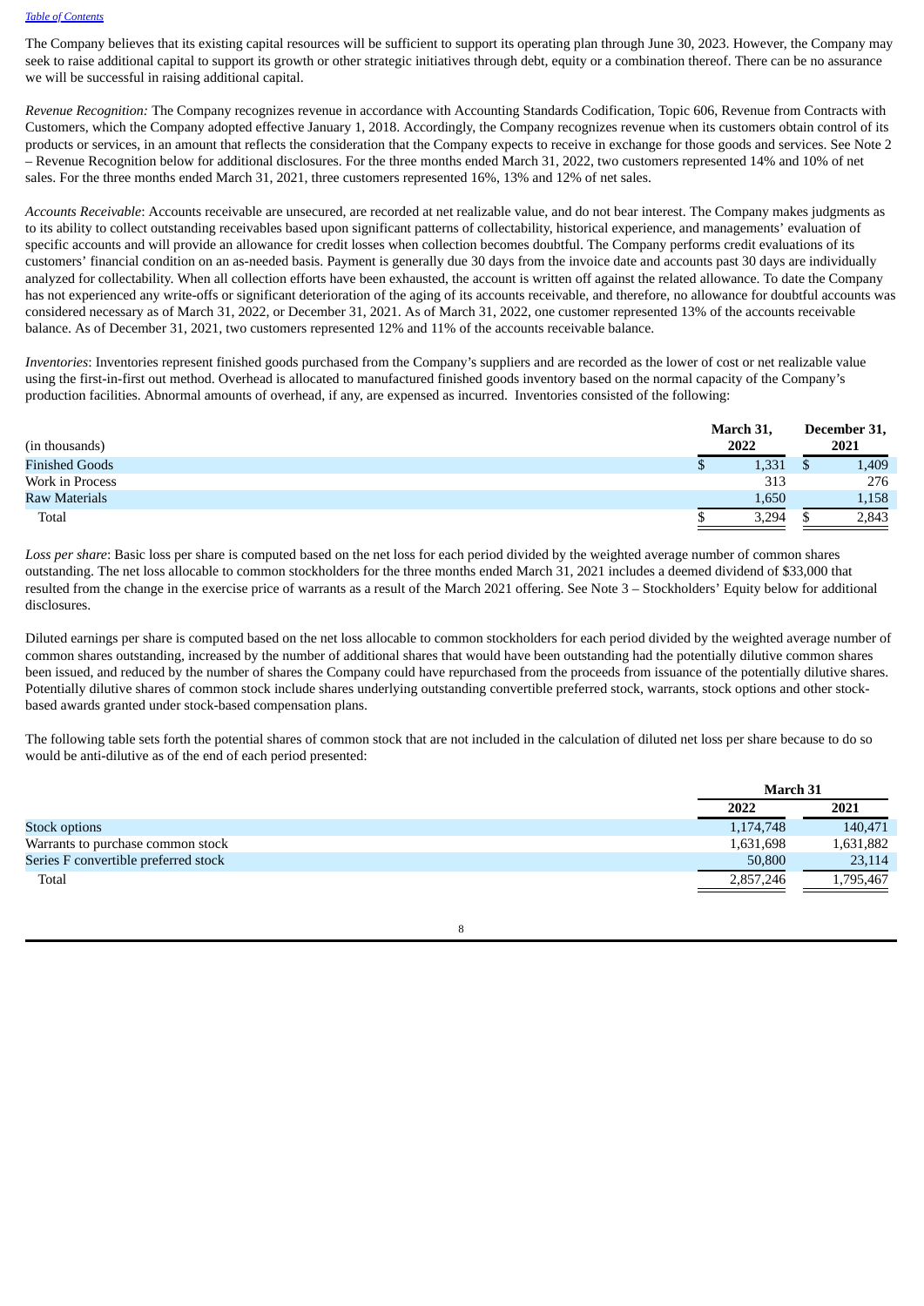The Company believes that its existing capital resources will be sufficient to support its operating plan through June 30, 2023. However, the Company may seek to raise additional capital to support its growth or other strategic initiatives through debt, equity or a combination thereof. There can be no assurance we will be successful in raising additional capital.

*Revenue Recognition:* The Company recognizes revenue in accordance with Accounting Standards Codification, Topic 606, Revenue from Contracts with Customers, which the Company adopted effective January 1, 2018. Accordingly, the Company recognizes revenue when its customers obtain control of its products or services, in an amount that reflects the consideration that the Company expects to receive in exchange for those goods and services. See Note 2 – Revenue Recognition below for additional disclosures. For the three months ended March 31, 2022, two customers represented 14% and 10% of net sales. For the three months ended March 31, 2021, three customers represented 16%, 13% and 12% of net sales.

*Accounts Receivable*: Accounts receivable are unsecured, are recorded at net realizable value, and do not bear interest. The Company makes judgments as to its ability to collect outstanding receivables based upon significant patterns of collectability, historical experience, and managements' evaluation of specific accounts and will provide an allowance for credit losses when collection becomes doubtful. The Company performs credit evaluations of its customers' financial condition on an as-needed basis. Payment is generally due 30 days from the invoice date and accounts past 30 days are individually analyzed for collectability. When all collection efforts have been exhausted, the account is written off against the related allowance. To date the Company has not experienced any write-offs or significant deterioration of the aging of its accounts receivable, and therefore, no allowance for doubtful accounts was considered necessary as of March 31, 2022, or December 31, 2021. As of March 31, 2022, one customer represented 13% of the accounts receivable balance. As of December 31, 2021, two customers represented 12% and 11% of the accounts receivable balance.

*Inventories*: Inventories represent finished goods purchased from the Company's suppliers and are recorded as the lower of cost or net realizable value using the first-in-first out method. Overhead is allocated to manufactured finished goods inventory based on the normal capacity of the Company's production facilities. Abnormal amounts of overhead, if any, are expensed as incurred. Inventories consisted of the following:

| (in thousands) | March 31, 2022 | December 31, 2021 |
|---|---|---|
| Finished Goods | $ 1,331 | $ 1,409 |
| Work in Process | 313 | 276 |
| Raw Materials | 1,650 | 1,158 |
| Total | $ 3,294 | $ 2,843 |

*Loss per share*: Basic loss per share is computed based on the net loss for each period divided by the weighted average number of common shares outstanding. The net loss allocable to common stockholders for the three months ended March 31, 2021 includes a deemed dividend of $33,000 that resulted from the change in the exercise price of warrants as a result of the March 2021 offering. See Note 3 – Stockholders' Equity below for additional disclosures.

Diluted earnings per share is computed based on the net loss allocable to common stockholders for each period divided by the weighted average number of common shares outstanding, increased by the number of additional shares that would have been outstanding had the potentially dilutive common shares been issued, and reduced by the number of shares the Company could have repurchased from the proceeds from issuance of the potentially dilutive shares. Potentially dilutive shares of common stock include shares underlying outstanding convertible preferred stock, warrants, stock options and other stock-based awards granted under stock-based compensation plans.

The following table sets forth the potential shares of common stock that are not included in the calculation of diluted net loss per share because to do so would be anti-dilutive as of the end of each period presented:

| | March 31 | |
|---|---|---|
| | 2022 | 2021 |
| Stock options | 1,174,748 | 140,471 |
| Warrants to purchase common stock | 1,631,698 | 1,631,882 |
| Series F convertible preferred stock | 50,800 | 23,114 |
| Total | 2,857,246 | 1,795,467 |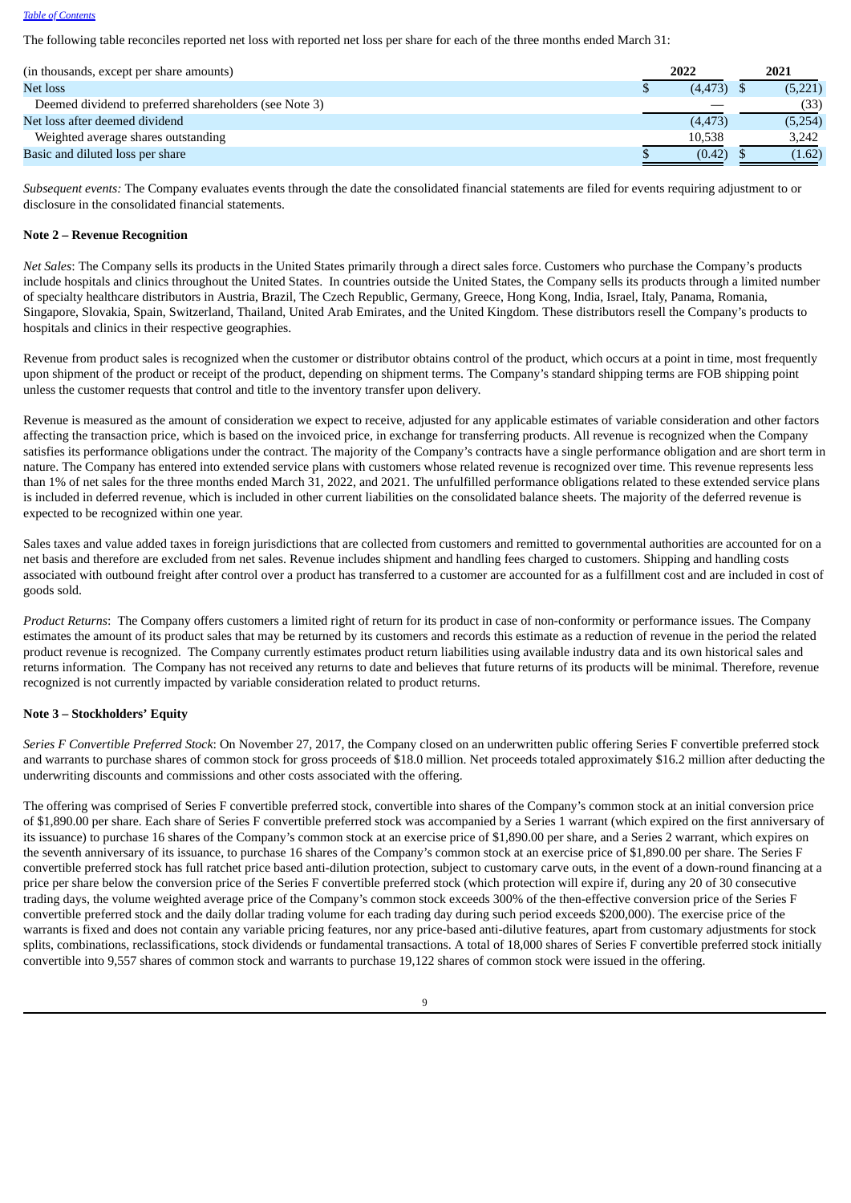The following table reconciles reported net loss with reported net loss per share for each of the three months ended March 31:

| (in thousands, except per share amounts) | 2022 | 2021 |
| --- | --- | --- |
| Net loss | $ (4,473) | $ (5,221) |
| Deemed dividend to preferred shareholders (see Note 3) | — | (33) |
| Net loss after deemed dividend | (4,473) | (5,254) |
| Weighted average shares outstanding | 10,538 | 3,242 |
| Basic and diluted loss per share | $ (0.42) | $ (1.62) |

*Subsequent events:* The Company evaluates events through the date the consolidated financial statements are filed for events requiring adjustment to or disclosure in the consolidated financial statements.

**Note 2 – Revenue Recognition**

*Net Sales*: The Company sells its products in the United States primarily through a direct sales force. Customers who purchase the Company's products include hospitals and clinics throughout the United States. In countries outside the United States, the Company sells its products through a limited number of specialty healthcare distributors in Austria, Brazil, The Czech Republic, Germany, Greece, Hong Kong, India, Israel, Italy, Panama, Romania, Singapore, Slovakia, Spain, Switzerland, Thailand, United Arab Emirates, and the United Kingdom. These distributors resell the Company's products to hospitals and clinics in their respective geographies.

Revenue from product sales is recognized when the customer or distributor obtains control of the product, which occurs at a point in time, most frequently upon shipment of the product or receipt of the product, depending on shipment terms. The Company's standard shipping terms are FOB shipping point unless the customer requests that control and title to the inventory transfer upon delivery.

Revenue is measured as the amount of consideration we expect to receive, adjusted for any applicable estimates of variable consideration and other factors affecting the transaction price, which is based on the invoiced price, in exchange for transferring products. All revenue is recognized when the Company satisfies its performance obligations under the contract. The majority of the Company's contracts have a single performance obligation and are short term in nature. The Company has entered into extended service plans with customers whose related revenue is recognized over time. This revenue represents less than 1% of net sales for the three months ended March 31, 2022, and 2021. The unfulfilled performance obligations related to these extended service plans is included in deferred revenue, which is included in other current liabilities on the consolidated balance sheets. The majority of the deferred revenue is expected to be recognized within one year.

Sales taxes and value added taxes in foreign jurisdictions that are collected from customers and remitted to governmental authorities are accounted for on a net basis and therefore are excluded from net sales. Revenue includes shipment and handling fees charged to customers. Shipping and handling costs associated with outbound freight after control over a product has transferred to a customer are accounted for as a fulfillment cost and are included in cost of goods sold.

*Product Returns*: The Company offers customers a limited right of return for its product in case of non-conformity or performance issues. The Company estimates the amount of its product sales that may be returned by its customers and records this estimate as a reduction of revenue in the period the related product revenue is recognized. The Company currently estimates product return liabilities using available industry data and its own historical sales and returns information. The Company has not received any returns to date and believes that future returns of its products will be minimal. Therefore, revenue recognized is not currently impacted by variable consideration related to product returns.

**Note 3 – Stockholders' Equity**

*Series F Convertible Preferred Stock*: On November 27, 2017, the Company closed on an underwritten public offering Series F convertible preferred stock and warrants to purchase shares of common stock for gross proceeds of $18.0 million. Net proceeds totaled approximately $16.2 million after deducting the underwriting discounts and commissions and other costs associated with the offering.

The offering was comprised of Series F convertible preferred stock, convertible into shares of the Company's common stock at an initial conversion price of $1,890.00 per share. Each share of Series F convertible preferred stock was accompanied by a Series 1 warrant (which expired on the first anniversary of its issuance) to purchase 16 shares of the Company's common stock at an exercise price of $1,890.00 per share, and a Series 2 warrant, which expires on the seventh anniversary of its issuance, to purchase 16 shares of the Company's common stock at an exercise price of $1,890.00 per share. The Series F convertible preferred stock has full ratchet price based anti-dilution protection, subject to customary carve outs, in the event of a down-round financing at a price per share below the conversion price of the Series F convertible preferred stock (which protection will expire if, during any 20 of 30 consecutive trading days, the volume weighted average price of the Company's common stock exceeds 300% of the then-effective conversion price of the Series F convertible preferred stock and the daily dollar trading volume for each trading day during such period exceeds $200,000). The exercise price of the warrants is fixed and does not contain any variable pricing features, nor any price-based anti-dilutive features, apart from customary adjustments for stock splits, combinations, reclassifications, stock dividends or fundamental transactions. A total of 18,000 shares of Series F convertible preferred stock initially convertible into 9,557 shares of common stock and warrants to purchase 19,122 shares of common stock were issued in the offering.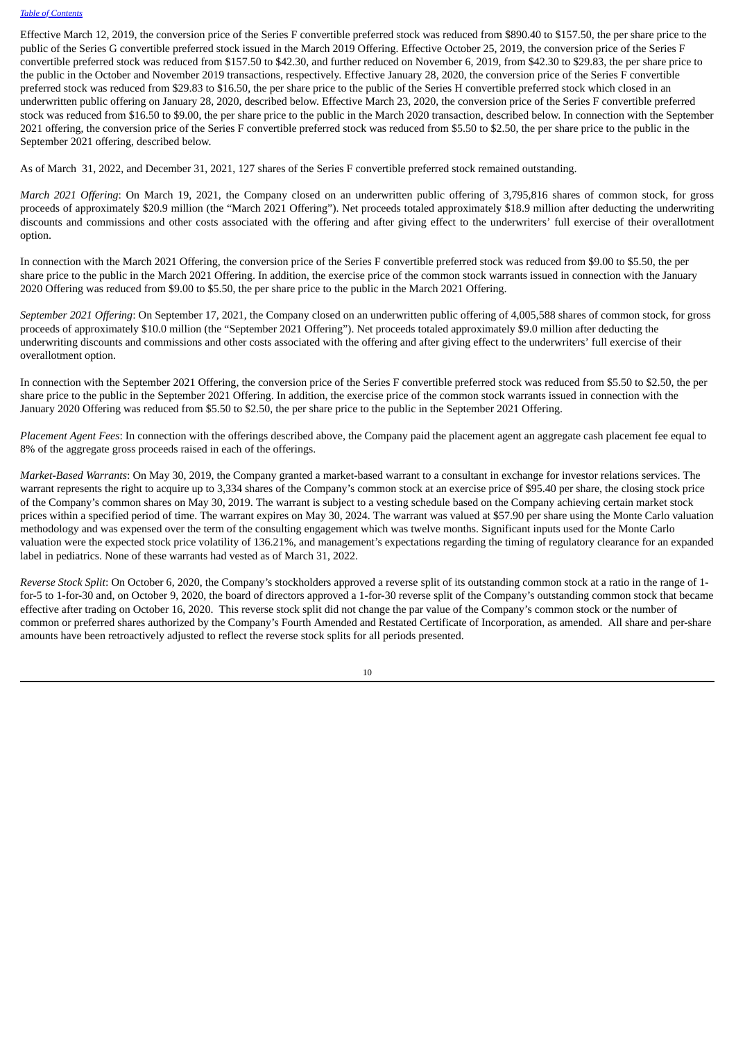Effective March 12, 2019, the conversion price of the Series F convertible preferred stock was reduced from $890.40 to $157.50, the per share price to the public of the Series G convertible preferred stock issued in the March 2019 Offering. Effective October 25, 2019, the conversion price of the Series F convertible preferred stock was reduced from $157.50 to $42.30, and further reduced on November 6, 2019, from $42.30 to $29.83, the per share price to the public in the October and November 2019 transactions, respectively. Effective January 28, 2020, the conversion price of the Series F convertible preferred stock was reduced from $29.83 to $16.50, the per share price to the public of the Series H convertible preferred stock which closed in an underwritten public offering on January 28, 2020, described below. Effective March 23, 2020, the conversion price of the Series F convertible preferred stock was reduced from $16.50 to $9.00, the per share price to the public in the March 2020 transaction, described below. In connection with the September 2021 offering, the conversion price of the Series F convertible preferred stock was reduced from $5.50 to $2.50, the per share price to the public in the September 2021 offering, described below.

As of March 31, 2022, and December 31, 2021, 127 shares of the Series F convertible preferred stock remained outstanding.

*March 2021 Offering*: On March 19, 2021, the Company closed on an underwritten public offering of 3,795,816 shares of common stock, for gross proceeds of approximately $20.9 million (the "March 2021 Offering"). Net proceeds totaled approximately $18.9 million after deducting the underwriting discounts and commissions and other costs associated with the offering and after giving effect to the underwriters' full exercise of their overallotment option.

In connection with the March 2021 Offering, the conversion price of the Series F convertible preferred stock was reduced from $9.00 to $5.50, the per share price to the public in the March 2021 Offering. In addition, the exercise price of the common stock warrants issued in connection with the January 2020 Offering was reduced from $9.00 to $5.50, the per share price to the public in the March 2021 Offering.

*September 2021 Offering*: On September 17, 2021, the Company closed on an underwritten public offering of 4,005,588 shares of common stock, for gross proceeds of approximately $10.0 million (the "September 2021 Offering"). Net proceeds totaled approximately $9.0 million after deducting the underwriting discounts and commissions and other costs associated with the offering and after giving effect to the underwriters' full exercise of their overallotment option.

In connection with the September 2021 Offering, the conversion price of the Series F convertible preferred stock was reduced from $5.50 to $2.50, the per share price to the public in the September 2021 Offering. In addition, the exercise price of the common stock warrants issued in connection with the January 2020 Offering was reduced from $5.50 to $2.50, the per share price to the public in the September 2021 Offering.

*Placement Agent Fees*: In connection with the offerings described above, the Company paid the placement agent an aggregate cash placement fee equal to 8% of the aggregate gross proceeds raised in each of the offerings.

*Market-Based Warrants*: On May 30, 2019, the Company granted a market-based warrant to a consultant in exchange for investor relations services. The warrant represents the right to acquire up to 3,334 shares of the Company's common stock at an exercise price of $95.40 per share, the closing stock price of the Company's common shares on May 30, 2019. The warrant is subject to a vesting schedule based on the Company achieving certain market stock prices within a specified period of time. The warrant expires on May 30, 2024. The warrant was valued at $57.90 per share using the Monte Carlo valuation methodology and was expensed over the term of the consulting engagement which was twelve months. Significant inputs used for the Monte Carlo valuation were the expected stock price volatility of 136.21%, and management's expectations regarding the timing of regulatory clearance for an expanded label in pediatrics. None of these warrants had vested as of March 31, 2022.

*Reverse Stock Split*: On October 6, 2020, the Company's stockholders approved a reverse split of its outstanding common stock at a ratio in the range of 1-for-5 to 1-for-30 and, on October 9, 2020, the board of directors approved a 1-for-30 reverse split of the Company's outstanding common stock that became effective after trading on October 16, 2020. This reverse stock split did not change the par value of the Company's common stock or the number of common or preferred shares authorized by the Company's Fourth Amended and Restated Certificate of Incorporation, as amended. All share and per-share amounts have been retroactively adjusted to reflect the reverse stock splits for all periods presented.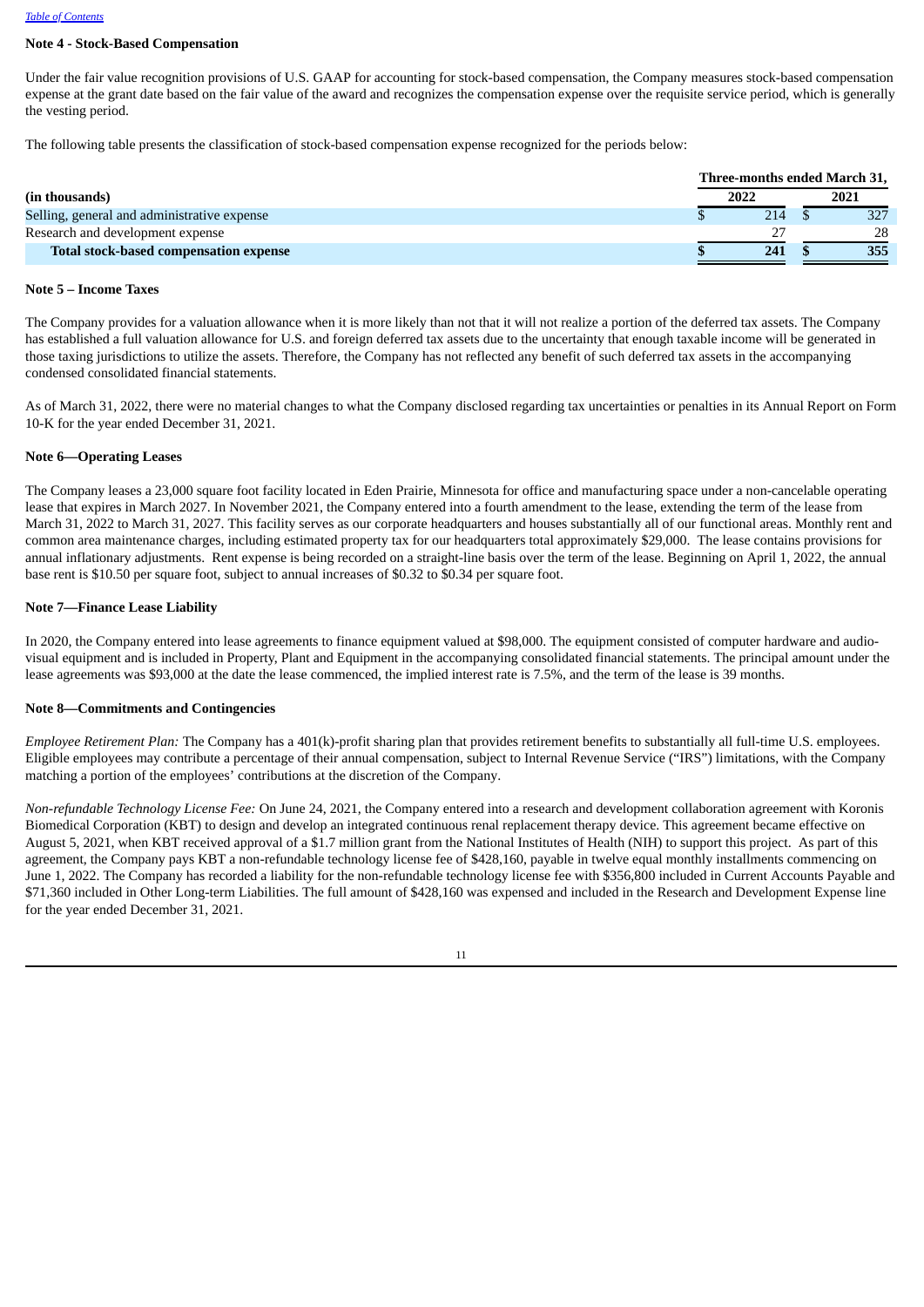### Note 4 - Stock-Based Compensation

Under the fair value recognition provisions of U.S. GAAP for accounting for stock-based compensation, the Company measures stock-based compensation expense at the grant date based on the fair value of the award and recognizes the compensation expense over the requisite service period, which is generally the vesting period.

The following table presents the classification of stock-based compensation expense recognized for the periods below:

| | Three-months ended March 31, | |
|---|---|---|
| **(in thousands)** | **2022** | **2021** |
| Selling, general and administrative expense | $ 214 | $ 327 |
| Research and development expense | 27 | 28 |
| **Total stock-based compensation expense** | **$ 241** | **$ 355** |

### Note 5 – Income Taxes

The Company provides for a valuation allowance when it is more likely than not that it will not realize a portion of the deferred tax assets. The Company has established a full valuation allowance for U.S. and foreign deferred tax assets due to the uncertainty that enough taxable income will be generated in those taxing jurisdictions to utilize the assets. Therefore, the Company has not reflected any benefit of such deferred tax assets in the accompanying condensed consolidated financial statements.

As of March 31, 2022, there were no material changes to what the Company disclosed regarding tax uncertainties or penalties in its Annual Report on Form 10-K for the year ended December 31, 2021.

### Note 6—Operating Leases

The Company leases a 23,000 square foot facility located in Eden Prairie, Minnesota for office and manufacturing space under a non-cancelable operating lease that expires in March 2027. In November 2021, the Company entered into a fourth amendment to the lease, extending the term of the lease from March 31, 2022 to March 31, 2027. This facility serves as our corporate headquarters and houses substantially all of our functional areas. Monthly rent and common area maintenance charges, including estimated property tax for our headquarters total approximately $29,000. The lease contains provisions for annual inflationary adjustments. Rent expense is being recorded on a straight-line basis over the term of the lease. Beginning on April 1, 2022, the annual base rent is $10.50 per square foot, subject to annual increases of $0.32 to $0.34 per square foot.

### Note 7—Finance Lease Liability

In 2020, the Company entered into lease agreements to finance equipment valued at $98,000. The equipment consisted of computer hardware and audio-visual equipment and is included in Property, Plant and Equipment in the accompanying consolidated financial statements. The principal amount under the lease agreements was $93,000 at the date the lease commenced, the implied interest rate is 7.5%, and the term of the lease is 39 months.

### Note 8—Commitments and Contingencies

*Employee Retirement Plan:* The Company has a 401(k)-profit sharing plan that provides retirement benefits to substantially all full-time U.S. employees. Eligible employees may contribute a percentage of their annual compensation, subject to Internal Revenue Service ("IRS") limitations, with the Company matching a portion of the employees' contributions at the discretion of the Company.

*Non-refundable Technology License Fee:* On June 24, 2021, the Company entered into a research and development collaboration agreement with Koronis Biomedical Corporation (KBT) to design and develop an integrated continuous renal replacement therapy device. This agreement became effective on August 5, 2021, when KBT received approval of a $1.7 million grant from the National Institutes of Health (NIH) to support this project. As part of this agreement, the Company pays KBT a non-refundable technology license fee of $428,160, payable in twelve equal monthly installments commencing on June 1, 2022. The Company has recorded a liability for the non-refundable technology license fee with $356,800 included in Current Accounts Payable and $71,360 included in Other Long-term Liabilities. The full amount of $428,160 was expensed and included in the Research and Development Expense line for the year ended December 31, 2021.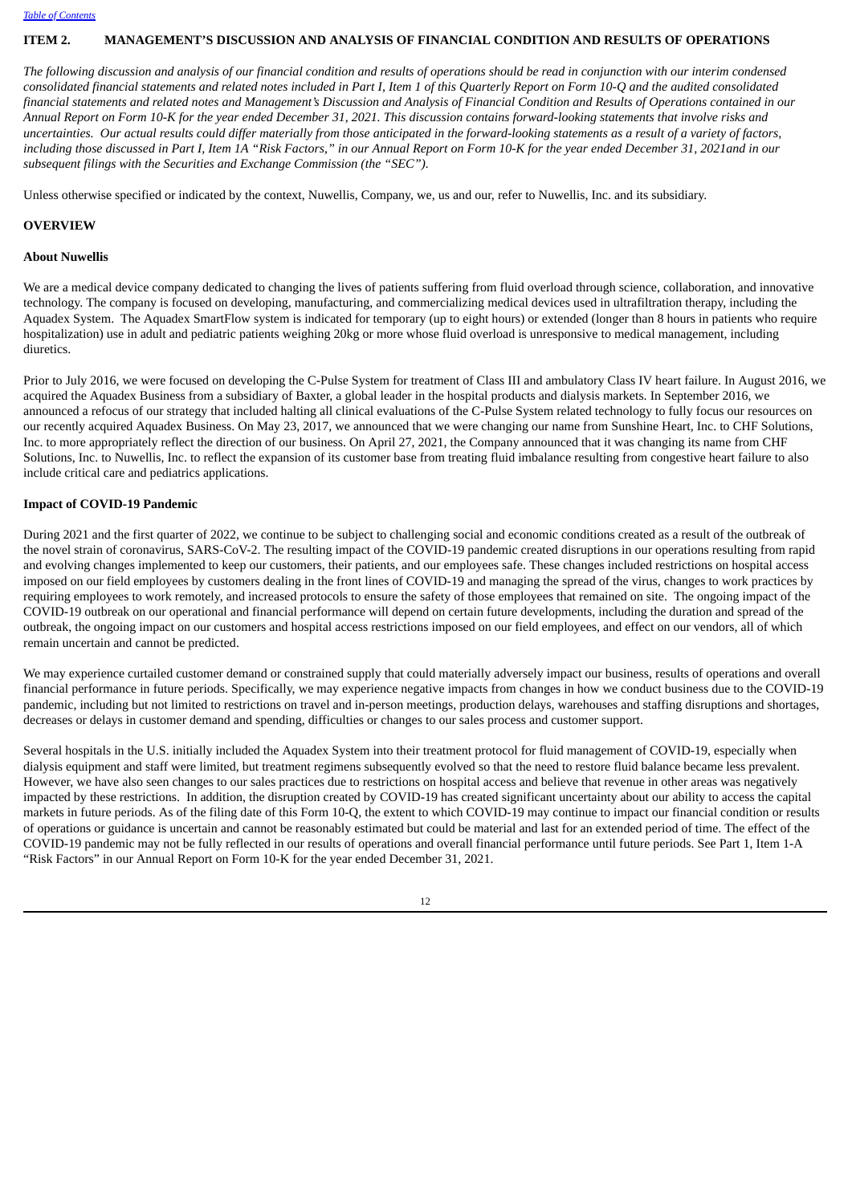## ITEM 2. MANAGEMENT'S DISCUSSION AND ANALYSIS OF FINANCIAL CONDITION AND RESULTS OF OPERATIONS

*The following discussion and analysis of our financial condition and results of operations should be read in conjunction with our interim condensed consolidated financial statements and related notes included in Part I, Item 1 of this Quarterly Report on Form 10-Q and the audited consolidated financial statements and related notes and Management's Discussion and Analysis of Financial Condition and Results of Operations contained in our Annual Report on Form 10-K for the year ended December 31, 2021. This discussion contains forward-looking statements that involve risks and uncertainties. Our actual results could differ materially from those anticipated in the forward-looking statements as a result of a variety of factors, including those discussed in Part I, Item 1A "Risk Factors," in our Annual Report on Form 10-K for the year ended December 31, 2021and in our subsequent filings with the Securities and Exchange Commission (the "SEC").*

Unless otherwise specified or indicated by the context, Nuwellis, Company, we, us and our, refer to Nuwellis, Inc. and its subsidiary.

### OVERVIEW

#### About Nuwellis

We are a medical device company dedicated to changing the lives of patients suffering from fluid overload through science, collaboration, and innovative technology. The company is focused on developing, manufacturing, and commercializing medical devices used in ultrafiltration therapy, including the Aquadex System. The Aquadex SmartFlow system is indicated for temporary (up to eight hours) or extended (longer than 8 hours in patients who require hospitalization) use in adult and pediatric patients weighing 20kg or more whose fluid overload is unresponsive to medical management, including diuretics.

Prior to July 2016, we were focused on developing the C-Pulse System for treatment of Class III and ambulatory Class IV heart failure. In August 2016, we acquired the Aquadex Business from a subsidiary of Baxter, a global leader in the hospital products and dialysis markets. In September 2016, we announced a refocus of our strategy that included halting all clinical evaluations of the C-Pulse System related technology to fully focus our resources on our recently acquired Aquadex Business. On May 23, 2017, we announced that we were changing our name from Sunshine Heart, Inc. to CHF Solutions, Inc. to more appropriately reflect the direction of our business. On April 27, 2021, the Company announced that it was changing its name from CHF Solutions, Inc. to Nuwellis, Inc. to reflect the expansion of its customer base from treating fluid imbalance resulting from congestive heart failure to also include critical care and pediatrics applications.

#### Impact of COVID-19 Pandemic

During 2021 and the first quarter of 2022, we continue to be subject to challenging social and economic conditions created as a result of the outbreak of the novel strain of coronavirus, SARS-CoV-2. The resulting impact of the COVID-19 pandemic created disruptions in our operations resulting from rapid and evolving changes implemented to keep our customers, their patients, and our employees safe. These changes included restrictions on hospital access imposed on our field employees by customers dealing in the front lines of COVID-19 and managing the spread of the virus, changes to work practices by requiring employees to work remotely, and increased protocols to ensure the safety of those employees that remained on site. The ongoing impact of the COVID-19 outbreak on our operational and financial performance will depend on certain future developments, including the duration and spread of the outbreak, the ongoing impact on our customers and hospital access restrictions imposed on our field employees, and effect on our vendors, all of which remain uncertain and cannot be predicted.

We may experience curtailed customer demand or constrained supply that could materially adversely impact our business, results of operations and overall financial performance in future periods. Specifically, we may experience negative impacts from changes in how we conduct business due to the COVID-19 pandemic, including but not limited to restrictions on travel and in-person meetings, production delays, warehouses and staffing disruptions and shortages, decreases or delays in customer demand and spending, difficulties or changes to our sales process and customer support.

Several hospitals in the U.S. initially included the Aquadex System into their treatment protocol for fluid management of COVID-19, especially when dialysis equipment and staff were limited, but treatment regimens subsequently evolved so that the need to restore fluid balance became less prevalent. However, we have also seen changes to our sales practices due to restrictions on hospital access and believe that revenue in other areas was negatively impacted by these restrictions. In addition, the disruption created by COVID-19 has created significant uncertainty about our ability to access the capital markets in future periods. As of the filing date of this Form 10-Q, the extent to which COVID-19 may continue to impact our financial condition or results of operations or guidance is uncertain and cannot be reasonably estimated but could be material and last for an extended period of time. The effect of the COVID-19 pandemic may not be fully reflected in our results of operations and overall financial performance until future periods. See Part 1, Item 1-A "Risk Factors" in our Annual Report on Form 10-K for the year ended December 31, 2021.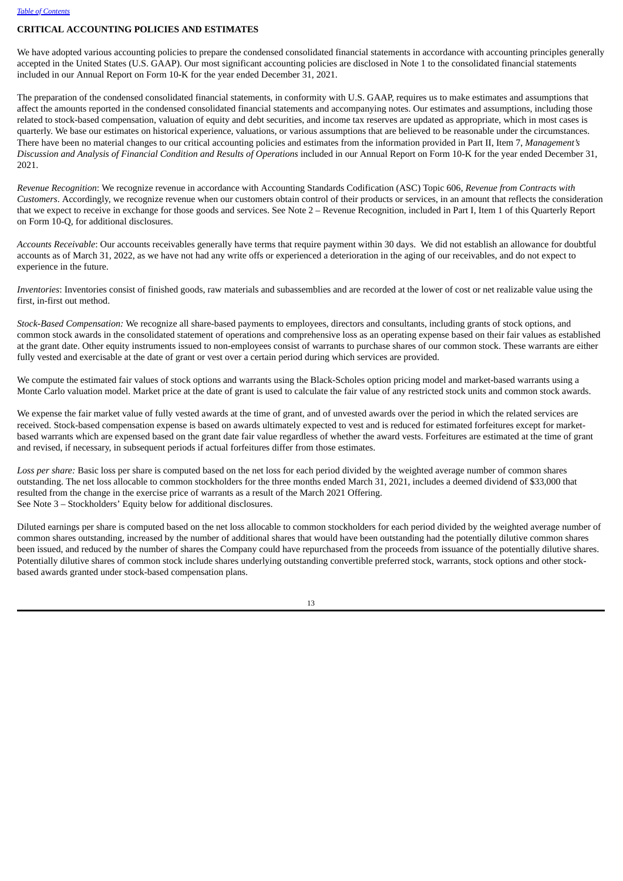## CRITICAL ACCOUNTING POLICIES AND ESTIMATES

We have adopted various accounting policies to prepare the condensed consolidated financial statements in accordance with accounting principles generally accepted in the United States (U.S. GAAP). Our most significant accounting policies are disclosed in Note 1 to the consolidated financial statements included in our Annual Report on Form 10-K for the year ended December 31, 2021.

The preparation of the condensed consolidated financial statements, in conformity with U.S. GAAP, requires us to make estimates and assumptions that affect the amounts reported in the condensed consolidated financial statements and accompanying notes. Our estimates and assumptions, including those related to stock-based compensation, valuation of equity and debt securities, and income tax reserves are updated as appropriate, which in most cases is quarterly. We base our estimates on historical experience, valuations, or various assumptions that are believed to be reasonable under the circumstances. There have been no material changes to our critical accounting policies and estimates from the information provided in Part II, Item 7, *Management's Discussion and Analysis of Financial Condition and Results of Operations* included in our Annual Report on Form 10-K for the year ended December 31, 2021.

*Revenue Recognition*: We recognize revenue in accordance with Accounting Standards Codification (ASC) Topic 606, *Revenue from Contracts with Customers*. Accordingly, we recognize revenue when our customers obtain control of their products or services, in an amount that reflects the consideration that we expect to receive in exchange for those goods and services. See Note 2 – Revenue Recognition, included in Part I, Item 1 of this Quarterly Report on Form 10-Q, for additional disclosures.

*Accounts Receivable*: Our accounts receivables generally have terms that require payment within 30 days. We did not establish an allowance for doubtful accounts as of March 31, 2022, as we have not had any write offs or experienced a deterioration in the aging of our receivables, and do not expect to experience in the future.

*Inventories*: Inventories consist of finished goods, raw materials and subassemblies and are recorded at the lower of cost or net realizable value using the first, in-first out method.

*Stock-Based Compensation:* We recognize all share-based payments to employees, directors and consultants, including grants of stock options, and common stock awards in the consolidated statement of operations and comprehensive loss as an operating expense based on their fair values as established at the grant date. Other equity instruments issued to non-employees consist of warrants to purchase shares of our common stock. These warrants are either fully vested and exercisable at the date of grant or vest over a certain period during which services are provided.

We compute the estimated fair values of stock options and warrants using the Black-Scholes option pricing model and market-based warrants using a Monte Carlo valuation model. Market price at the date of grant is used to calculate the fair value of any restricted stock units and common stock awards.

We expense the fair market value of fully vested awards at the time of grant, and of unvested awards over the period in which the related services are received. Stock-based compensation expense is based on awards ultimately expected to vest and is reduced for estimated forfeitures except for market-based warrants which are expensed based on the grant date fair value regardless of whether the award vests. Forfeitures are estimated at the time of grant and revised, if necessary, in subsequent periods if actual forfeitures differ from those estimates.

*Loss per share:* Basic loss per share is computed based on the net loss for each period divided by the weighted average number of common shares outstanding. The net loss allocable to common stockholders for the three months ended March 31, 2021, includes a deemed dividend of $33,000 that resulted from the change in the exercise price of warrants as a result of the March 2021 Offering.
See Note 3 – Stockholders' Equity below for additional disclosures.

Diluted earnings per share is computed based on the net loss allocable to common stockholders for each period divided by the weighted average number of common shares outstanding, increased by the number of additional shares that would have been outstanding had the potentially dilutive common shares been issued, and reduced by the number of shares the Company could have repurchased from the proceeds from issuance of the potentially dilutive shares. Potentially dilutive shares of common stock include shares underlying outstanding convertible preferred stock, warrants, stock options and other stock-based awards granted under stock-based compensation plans.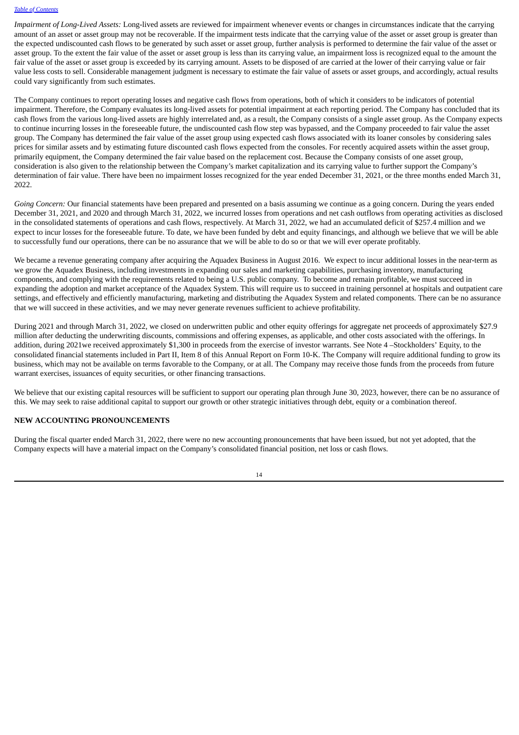*Impairment of Long-Lived Assets:* Long-lived assets are reviewed for impairment whenever events or changes in circumstances indicate that the carrying amount of an asset or asset group may not be recoverable. If the impairment tests indicate that the carrying value of the asset or asset group is greater than the expected undiscounted cash flows to be generated by such asset or asset group, further analysis is performed to determine the fair value of the asset or asset group. To the extent the fair value of the asset or asset group is less than its carrying value, an impairment loss is recognized equal to the amount the fair value of the asset or asset group is exceeded by its carrying amount. Assets to be disposed of are carried at the lower of their carrying value or fair value less costs to sell. Considerable management judgment is necessary to estimate the fair value of assets or asset groups, and accordingly, actual results could vary significantly from such estimates.

The Company continues to report operating losses and negative cash flows from operations, both of which it considers to be indicators of potential impairment. Therefore, the Company evaluates its long-lived assets for potential impairment at each reporting period. The Company has concluded that its cash flows from the various long-lived assets are highly interrelated and, as a result, the Company consists of a single asset group. As the Company expects to continue incurring losses in the foreseeable future, the undiscounted cash flow step was bypassed, and the Company proceeded to fair value the asset group. The Company has determined the fair value of the asset group using expected cash flows associated with its loaner consoles by considering sales prices for similar assets and by estimating future discounted cash flows expected from the consoles. For recently acquired assets within the asset group, primarily equipment, the Company determined the fair value based on the replacement cost. Because the Company consists of one asset group, consideration is also given to the relationship between the Company's market capitalization and its carrying value to further support the Company's determination of fair value. There have been no impairment losses recognized for the year ended December 31, 2021, or the three months ended March 31, 2022.

*Going Concern:* Our financial statements have been prepared and presented on a basis assuming we continue as a going concern. During the years ended December 31, 2021, and 2020 and through March 31, 2022, we incurred losses from operations and net cash outflows from operating activities as disclosed in the consolidated statements of operations and cash flows, respectively. At March 31, 2022, we had an accumulated deficit of $257.4 million and we expect to incur losses for the foreseeable future. To date, we have been funded by debt and equity financings, and although we believe that we will be able to successfully fund our operations, there can be no assurance that we will be able to do so or that we will ever operate profitably.

We became a revenue generating company after acquiring the Aquadex Business in August 2016. We expect to incur additional losses in the near-term as we grow the Aquadex Business, including investments in expanding our sales and marketing capabilities, purchasing inventory, manufacturing components, and complying with the requirements related to being a U.S. public company. To become and remain profitable, we must succeed in expanding the adoption and market acceptance of the Aquadex System. This will require us to succeed in training personnel at hospitals and outpatient care settings, and effectively and efficiently manufacturing, marketing and distributing the Aquadex System and related components. There can be no assurance that we will succeed in these activities, and we may never generate revenues sufficient to achieve profitability.

During 2021 and through March 31, 2022, we closed on underwritten public and other equity offerings for aggregate net proceeds of approximately $27.9 million after deducting the underwriting discounts, commissions and offering expenses, as applicable, and other costs associated with the offerings. In addition, during 2021we received approximately $1,300 in proceeds from the exercise of investor warrants. See Note 4 –Stockholders' Equity, to the consolidated financial statements included in Part II, Item 8 of this Annual Report on Form 10-K. The Company will require additional funding to grow its business, which may not be available on terms favorable to the Company, or at all. The Company may receive those funds from the proceeds from future warrant exercises, issuances of equity securities, or other financing transactions.

We believe that our existing capital resources will be sufficient to support our operating plan through June 30, 2023, however, there can be no assurance of this. We may seek to raise additional capital to support our growth or other strategic initiatives through debt, equity or a combination thereof.

## NEW ACCOUNTING PRONOUNCEMENTS

During the fiscal quarter ended March 31, 2022, there were no new accounting pronouncements that have been issued, but not yet adopted, that the Company expects will have a material impact on the Company's consolidated financial position, net loss or cash flows.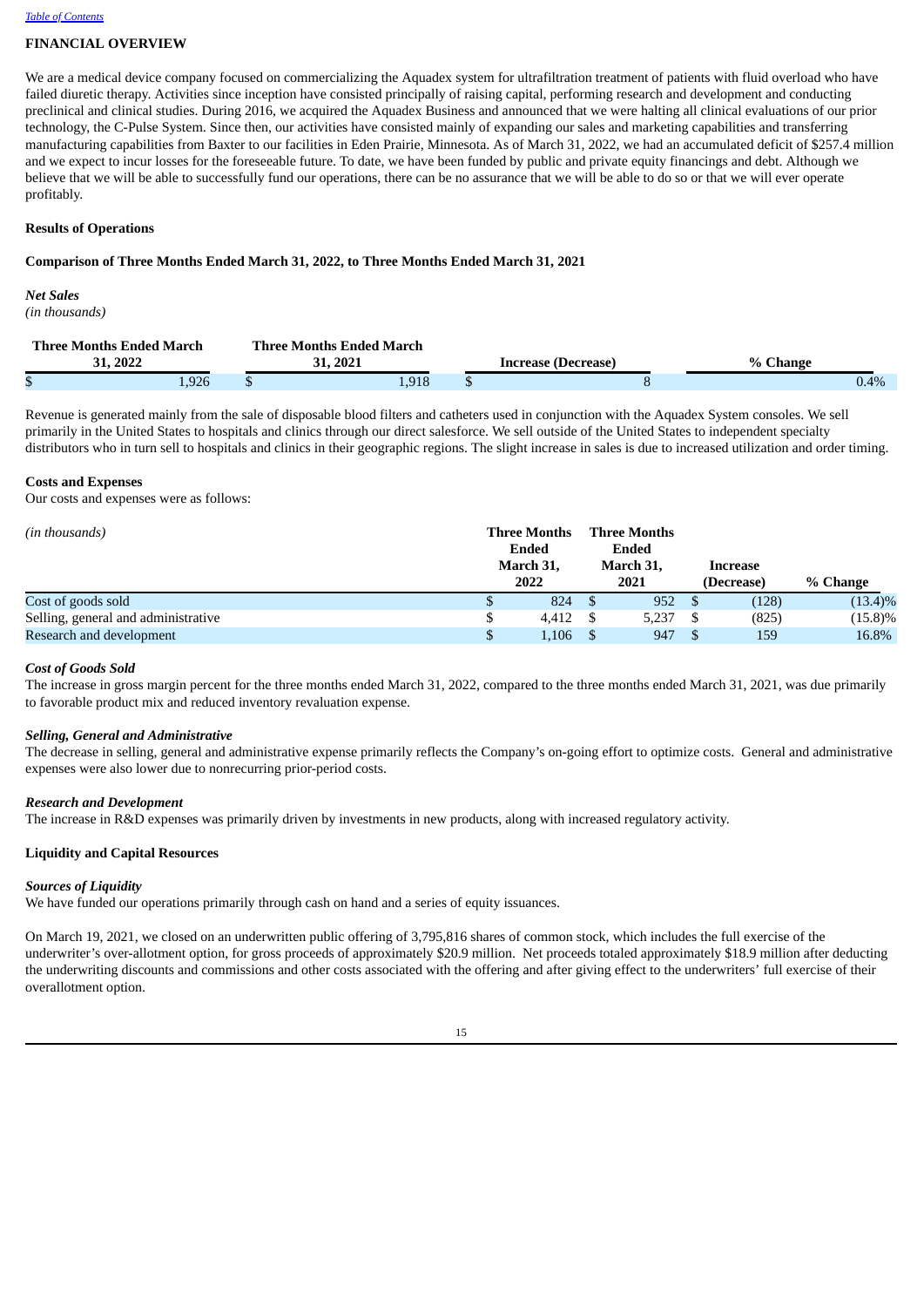## FINANCIAL OVERVIEW

We are a medical device company focused on commercializing the Aquadex system for ultrafiltration treatment of patients with fluid overload who have failed diuretic therapy. Activities since inception have consisted principally of raising capital, performing research and development and conducting preclinical and clinical studies. During 2016, we acquired the Aquadex Business and announced that we were halting all clinical evaluations of our prior technology, the C-Pulse System. Since then, our activities have consisted mainly of expanding our sales and marketing capabilities and transferring manufacturing capabilities from Baxter to our facilities in Eden Prairie, Minnesota. As of March 31, 2022, we had an accumulated deficit of $257.4 million and we expect to incur losses for the foreseeable future. To date, we have been funded by public and private equity financings and debt. Although we believe that we will be able to successfully fund our operations, there can be no assurance that we will be able to do so or that we will ever operate profitably.

### Results of Operations

### Comparison of Three Months Ended March 31, 2022, to Three Months Ended March 31, 2021

***Net Sales***

*(in thousands)*

| Three Months Ended March 31, 2022 | Three Months Ended March 31, 2021 | Increase (Decrease) | % Change |
|---|---|---|---|
| $ 1,926 | $ 1,918 | $ 8 | 0.4% |

Revenue is generated mainly from the sale of disposable blood filters and catheters used in conjunction with the Aquadex System consoles. We sell primarily in the United States to hospitals and clinics through our direct salesforce. We sell outside of the United States to independent specialty distributors who in turn sell to hospitals and clinics in their geographic regions. The slight increase in sales is due to increased utilization and order timing.

**Costs and Expenses**

Our costs and expenses were as follows:

| *(in thousands)* | Three Months Ended March 31, 2022 | Three Months Ended March 31, 2021 | Increase (Decrease) | % Change |
|---|---|---|---|---|
| Cost of goods sold | $ 824 | $ 952 | $ (128) | (13.4)% |
| Selling, general and administrative | $ 4,412 | $ 5,237 | $ (825) | (15.8)% |
| Research and development | $ 1,106 | $ 947 | $ 159 | 16.8% |

***Cost of Goods Sold***

The increase in gross margin percent for the three months ended March 31, 2022, compared to the three months ended March 31, 2021, was due primarily to favorable product mix and reduced inventory revaluation expense.

***Selling, General and Administrative***

The decrease in selling, general and administrative expense primarily reflects the Company's on-going effort to optimize costs. General and administrative expenses were also lower due to nonrecurring prior-period costs.

***Research and Development***

The increase in R&D expenses was primarily driven by investments in new products, along with increased regulatory activity.

### Liquidity and Capital Resources

***Sources of Liquidity***

We have funded our operations primarily through cash on hand and a series of equity issuances.

On March 19, 2021, we closed on an underwritten public offering of 3,795,816 shares of common stock, which includes the full exercise of the underwriter's over-allotment option, for gross proceeds of approximately $20.9 million. Net proceeds totaled approximately $18.9 million after deducting the underwriting discounts and commissions and other costs associated with the offering and after giving effect to the underwriters' full exercise of their overallotment option.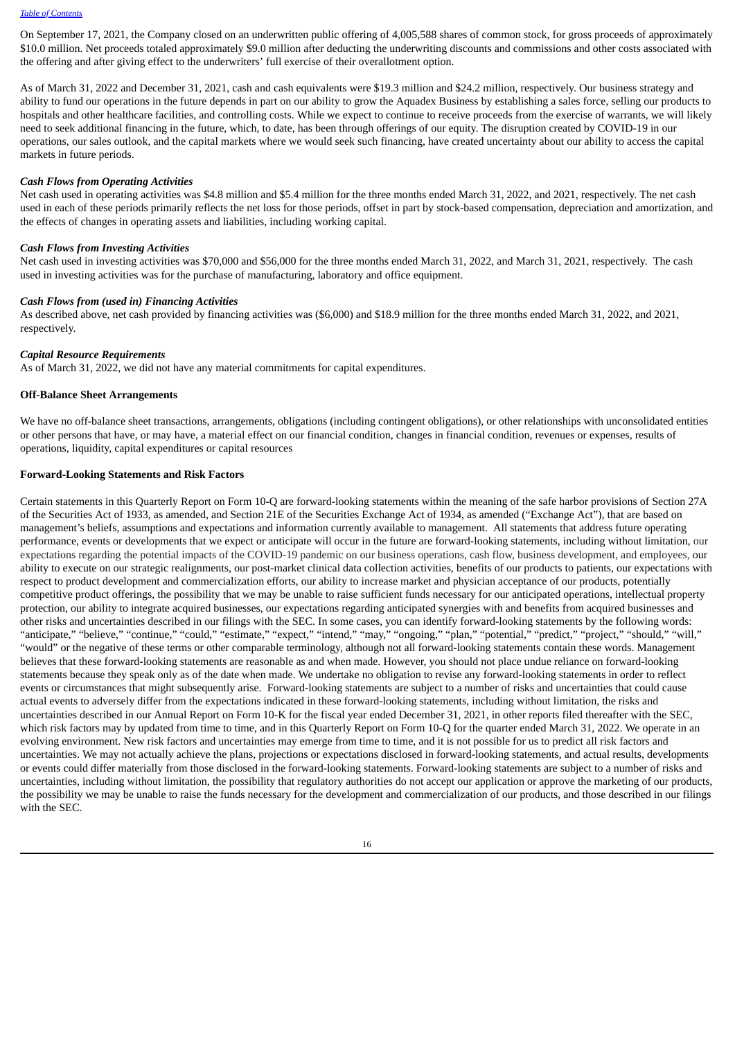On September 17, 2021, the Company closed on an underwritten public offering of 4,005,588 shares of common stock, for gross proceeds of approximately $10.0 million. Net proceeds totaled approximately $9.0 million after deducting the underwriting discounts and commissions and other costs associated with the offering and after giving effect to the underwriters' full exercise of their overallotment option.

As of March 31, 2022 and December 31, 2021, cash and cash equivalents were $19.3 million and $24.2 million, respectively. Our business strategy and ability to fund our operations in the future depends in part on our ability to grow the Aquadex Business by establishing a sales force, selling our products to hospitals and other healthcare facilities, and controlling costs. While we expect to continue to receive proceeds from the exercise of warrants, we will likely need to seek additional financing in the future, which, to date, has been through offerings of our equity. The disruption created by COVID-19 in our operations, our sales outlook, and the capital markets where we would seek such financing, have created uncertainty about our ability to access the capital markets in future periods.

***Cash Flows from Operating Activities***

Net cash used in operating activities was $4.8 million and $5.4 million for the three months ended March 31, 2022, and 2021, respectively. The net cash used in each of these periods primarily reflects the net loss for those periods, offset in part by stock-based compensation, depreciation and amortization, and the effects of changes in operating assets and liabilities, including working capital.

***Cash Flows from Investing Activities***

Net cash used in investing activities was $70,000 and $56,000 for the three months ended March 31, 2022, and March 31, 2021, respectively. The cash used in investing activities was for the purchase of manufacturing, laboratory and office equipment.

***Cash Flows from (used in) Financing Activities***

As described above, net cash provided by financing activities was ($6,000) and $18.9 million for the three months ended March 31, 2022, and 2021, respectively.

***Capital Resource Requirements***

As of March 31, 2022, we did not have any material commitments for capital expenditures.

**Off-Balance Sheet Arrangements**

We have no off-balance sheet transactions, arrangements, obligations (including contingent obligations), or other relationships with unconsolidated entities or other persons that have, or may have, a material effect on our financial condition, changes in financial condition, revenues or expenses, results of operations, liquidity, capital expenditures or capital resources

**Forward-Looking Statements and Risk Factors**

Certain statements in this Quarterly Report on Form 10-Q are forward-looking statements within the meaning of the safe harbor provisions of Section 27A of the Securities Act of 1933, as amended, and Section 21E of the Securities Exchange Act of 1934, as amended ("Exchange Act"), that are based on management's beliefs, assumptions and expectations and information currently available to management. All statements that address future operating performance, events or developments that we expect or anticipate will occur in the future are forward-looking statements, including without limitation, our expectations regarding the potential impacts of the COVID-19 pandemic on our business operations, cash flow, business development, and employees, our ability to execute on our strategic realignments, our post-market clinical data collection activities, benefits of our products to patients, our expectations with respect to product development and commercialization efforts, our ability to increase market and physician acceptance of our products, potentially competitive product offerings, the possibility that we may be unable to raise sufficient funds necessary for our anticipated operations, intellectual property protection, our ability to integrate acquired businesses, our expectations regarding anticipated synergies with and benefits from acquired businesses and other risks and uncertainties described in our filings with the SEC. In some cases, you can identify forward-looking statements by the following words: "anticipate," "believe," "continue," "could," "estimate," "expect," "intend," "may," "ongoing," "plan," "potential," "predict," "project," "should," "will," "would" or the negative of these terms or other comparable terminology, although not all forward-looking statements contain these words. Management believes that these forward-looking statements are reasonable as and when made. However, you should not place undue reliance on forward-looking statements because they speak only as of the date when made. We undertake no obligation to revise any forward-looking statements in order to reflect events or circumstances that might subsequently arise. Forward-looking statements are subject to a number of risks and uncertainties that could cause actual events to adversely differ from the expectations indicated in these forward-looking statements, including without limitation, the risks and uncertainties described in our Annual Report on Form 10-K for the fiscal year ended December 31, 2021, in other reports filed thereafter with the SEC, which risk factors may by updated from time to time, and in this Quarterly Report on Form 10-Q for the quarter ended March 31, 2022. We operate in an evolving environment. New risk factors and uncertainties may emerge from time to time, and it is not possible for us to predict all risk factors and uncertainties. We may not actually achieve the plans, projections or expectations disclosed in forward-looking statements, and actual results, developments or events could differ materially from those disclosed in the forward-looking statements. Forward-looking statements are subject to a number of risks and uncertainties, including without limitation, the possibility that regulatory authorities do not accept our application or approve the marketing of our products, the possibility we may be unable to raise the funds necessary for the development and commercialization of our products, and those described in our filings with the SEC.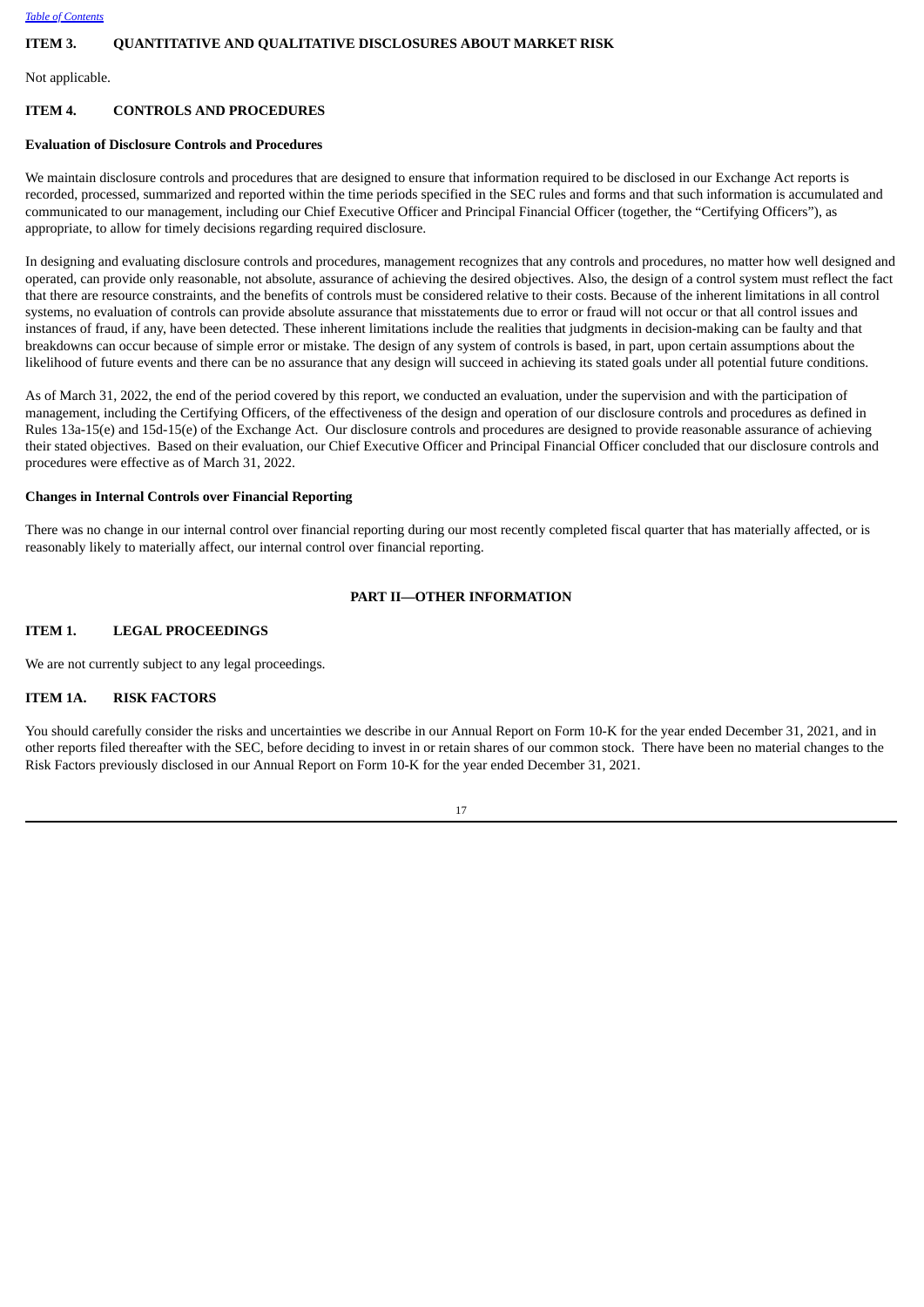## ITEM 3. QUANTITATIVE AND QUALITATIVE DISCLOSURES ABOUT MARKET RISK

Not applicable.

## ITEM 4. CONTROLS AND PROCEDURES

**Evaluation of Disclosure Controls and Procedures**

We maintain disclosure controls and procedures that are designed to ensure that information required to be disclosed in our Exchange Act reports is recorded, processed, summarized and reported within the time periods specified in the SEC rules and forms and that such information is accumulated and communicated to our management, including our Chief Executive Officer and Principal Financial Officer (together, the "Certifying Officers"), as appropriate, to allow for timely decisions regarding required disclosure.

In designing and evaluating disclosure controls and procedures, management recognizes that any controls and procedures, no matter how well designed and operated, can provide only reasonable, not absolute, assurance of achieving the desired objectives. Also, the design of a control system must reflect the fact that there are resource constraints, and the benefits of controls must be considered relative to their costs. Because of the inherent limitations in all control systems, no evaluation of controls can provide absolute assurance that misstatements due to error or fraud will not occur or that all control issues and instances of fraud, if any, have been detected. These inherent limitations include the realities that judgments in decision-making can be faulty and that breakdowns can occur because of simple error or mistake. The design of any system of controls is based, in part, upon certain assumptions about the likelihood of future events and there can be no assurance that any design will succeed in achieving its stated goals under all potential future conditions.

As of March 31, 2022, the end of the period covered by this report, we conducted an evaluation, under the supervision and with the participation of management, including the Certifying Officers, of the effectiveness of the design and operation of our disclosure controls and procedures as defined in Rules 13a-15(e) and 15d-15(e) of the Exchange Act. Our disclosure controls and procedures are designed to provide reasonable assurance of achieving their stated objectives. Based on their evaluation, our Chief Executive Officer and Principal Financial Officer concluded that our disclosure controls and procedures were effective as of March 31, 2022.

**Changes in Internal Controls over Financial Reporting**

There was no change in our internal control over financial reporting during our most recently completed fiscal quarter that has materially affected, or is reasonably likely to materially affect, our internal control over financial reporting.

# PART II—OTHER INFORMATION

## ITEM 1. LEGAL PROCEEDINGS

We are not currently subject to any legal proceedings.

## ITEM 1A. RISK FACTORS

You should carefully consider the risks and uncertainties we describe in our Annual Report on Form 10-K for the year ended December 31, 2021, and in other reports filed thereafter with the SEC, before deciding to invest in or retain shares of our common stock. There have been no material changes to the Risk Factors previously disclosed in our Annual Report on Form 10-K for the year ended December 31, 2021.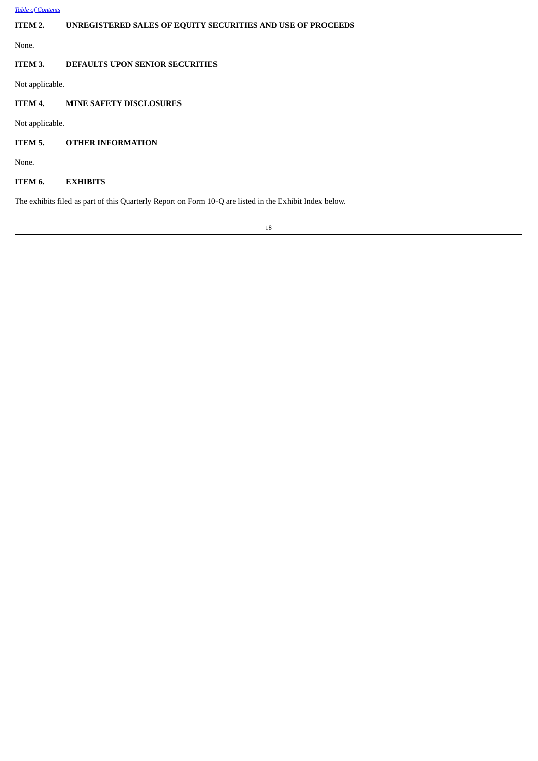## ITEM 2. UNREGISTERED SALES OF EQUITY SECURITIES AND USE OF PROCEEDS

None.

## ITEM 3. DEFAULTS UPON SENIOR SECURITIES

Not applicable.

## ITEM 4. MINE SAFETY DISCLOSURES

Not applicable.

## ITEM 5. OTHER INFORMATION

None.

## ITEM 6. EXHIBITS

The exhibits filed as part of this Quarterly Report on Form 10-Q are listed in the Exhibit Index below.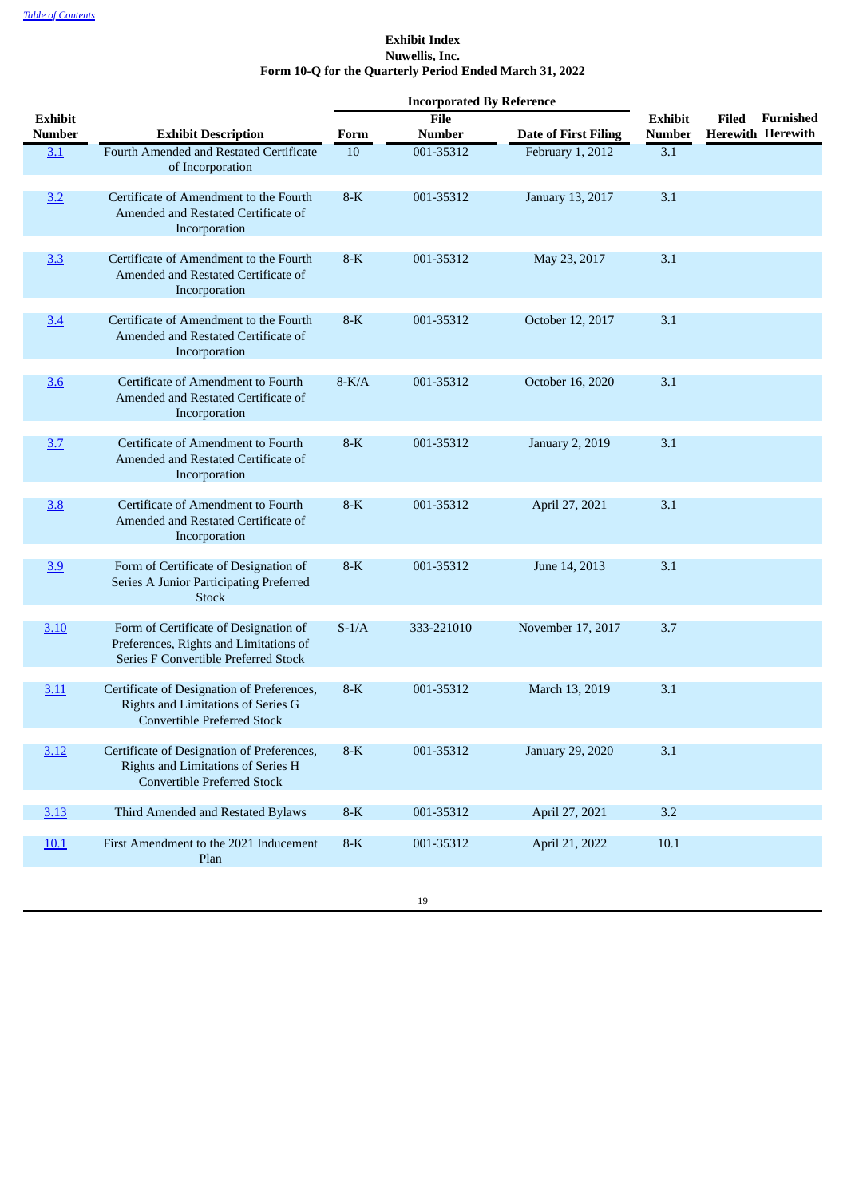**Exhibit Index**
**Nuwellis, Inc.**
**Form 10-Q for the Quarterly Period Ended March 31, 2022**

| Exhibit Number | Exhibit Description | Incorporated By Reference | | | | Filed Herewith | Furnished Herewith |
|---|---|---|---|---|---|---|---|
| | | Form | File Number | Date of First Filing | Exhibit Number | | |
| 3.1 | Fourth Amended and Restated Certificate of Incorporation | 10 | 001-35312 | February 1, 2012 | 3.1 | | |
| 3.2 | Certificate of Amendment to the Fourth Amended and Restated Certificate of Incorporation | 8-K | 001-35312 | January 13, 2017 | 3.1 | | |
| 3.3 | Certificate of Amendment to the Fourth Amended and Restated Certificate of Incorporation | 8-K | 001-35312 | May 23, 2017 | 3.1 | | |
| 3.4 | Certificate of Amendment to the Fourth Amended and Restated Certificate of Incorporation | 8-K | 001-35312 | October 12, 2017 | 3.1 | | |
| 3.6 | Certificate of Amendment to Fourth Amended and Restated Certificate of Incorporation | 8-K/A | 001-35312 | October 16, 2020 | 3.1 | | |
| 3.7 | Certificate of Amendment to Fourth Amended and Restated Certificate of Incorporation | 8-K | 001-35312 | January 2, 2019 | 3.1 | | |
| 3.8 | Certificate of Amendment to Fourth Amended and Restated Certificate of Incorporation | 8-K | 001-35312 | April 27, 2021 | 3.1 | | |
| 3.9 | Form of Certificate of Designation of Series A Junior Participating Preferred Stock | 8-K | 001-35312 | June 14, 2013 | 3.1 | | |
| 3.10 | Form of Certificate of Designation of Preferences, Rights and Limitations of Series F Convertible Preferred Stock | S-1/A | 333-221010 | November 17, 2017 | 3.7 | | |
| 3.11 | Certificate of Designation of Preferences, Rights and Limitations of Series G Convertible Preferred Stock | 8-K | 001-35312 | March 13, 2019 | 3.1 | | |
| 3.12 | Certificate of Designation of Preferences, Rights and Limitations of Series H Convertible Preferred Stock | 8-K | 001-35312 | January 29, 2020 | 3.1 | | |
| 3.13 | Third Amended and Restated Bylaws | 8-K | 001-35312 | April 27, 2021 | 3.2 | | |
| 10.1 | First Amendment to the 2021 Inducement Plan | 8-K | 001-35312 | April 21, 2022 | 10.1 | | |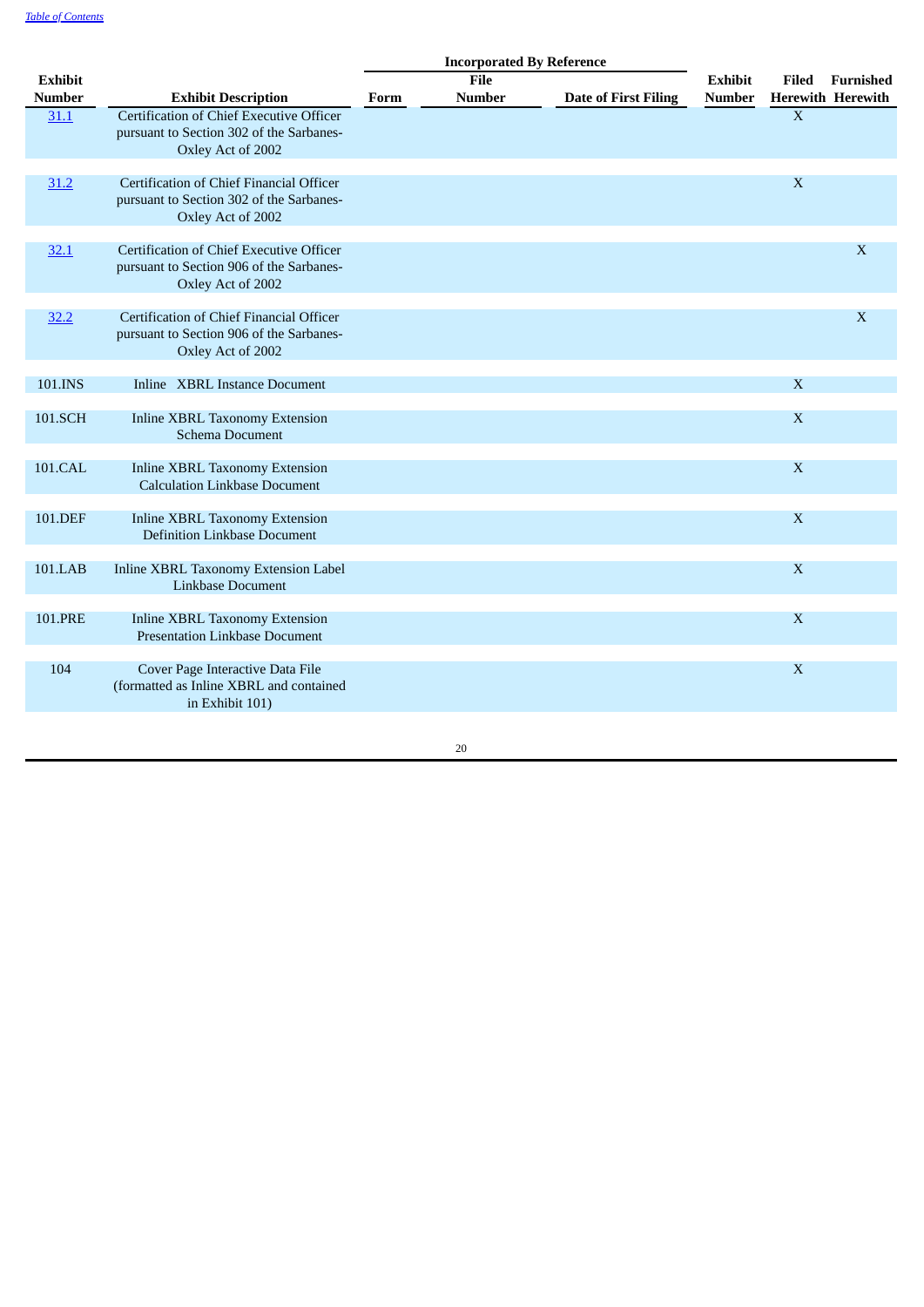| Exhibit Number | Exhibit Description | Incorporated By Reference | | | Exhibit Number | Filed Herewith | Furnished Herewith |
|---|---|---|---|---|---|---|---|
| | | Form | File Number | Date of First Filing | | | |
| 31.1 | Certification of Chief Executive Officer pursuant to Section 302 of the Sarbanes-Oxley Act of 2002 | | | | | X | |
| 31.2 | Certification of Chief Financial Officer pursuant to Section 302 of the Sarbanes-Oxley Act of 2002 | | | | | X | |
| 32.1 | Certification of Chief Executive Officer pursuant to Section 906 of the Sarbanes-Oxley Act of 2002 | | | | | | X |
| 32.2 | Certification of Chief Financial Officer pursuant to Section 906 of the Sarbanes-Oxley Act of 2002 | | | | | | X |
| 101.INS | Inline XBRL Instance Document | | | | | X | |
| 101.SCH | Inline XBRL Taxonomy Extension Schema Document | | | | | X | |
| 101.CAL | Inline XBRL Taxonomy Extension Calculation Linkbase Document | | | | | X | |
| 101.DEF | Inline XBRL Taxonomy Extension Definition Linkbase Document | | | | | X | |
| 101.LAB | Inline XBRL Taxonomy Extension Label Linkbase Document | | | | | X | |
| 101.PRE | Inline XBRL Taxonomy Extension Presentation Linkbase Document | | | | | X | |
| 104 | Cover Page Interactive Data File (formatted as Inline XBRL and contained in Exhibit 101) | | | | | X | |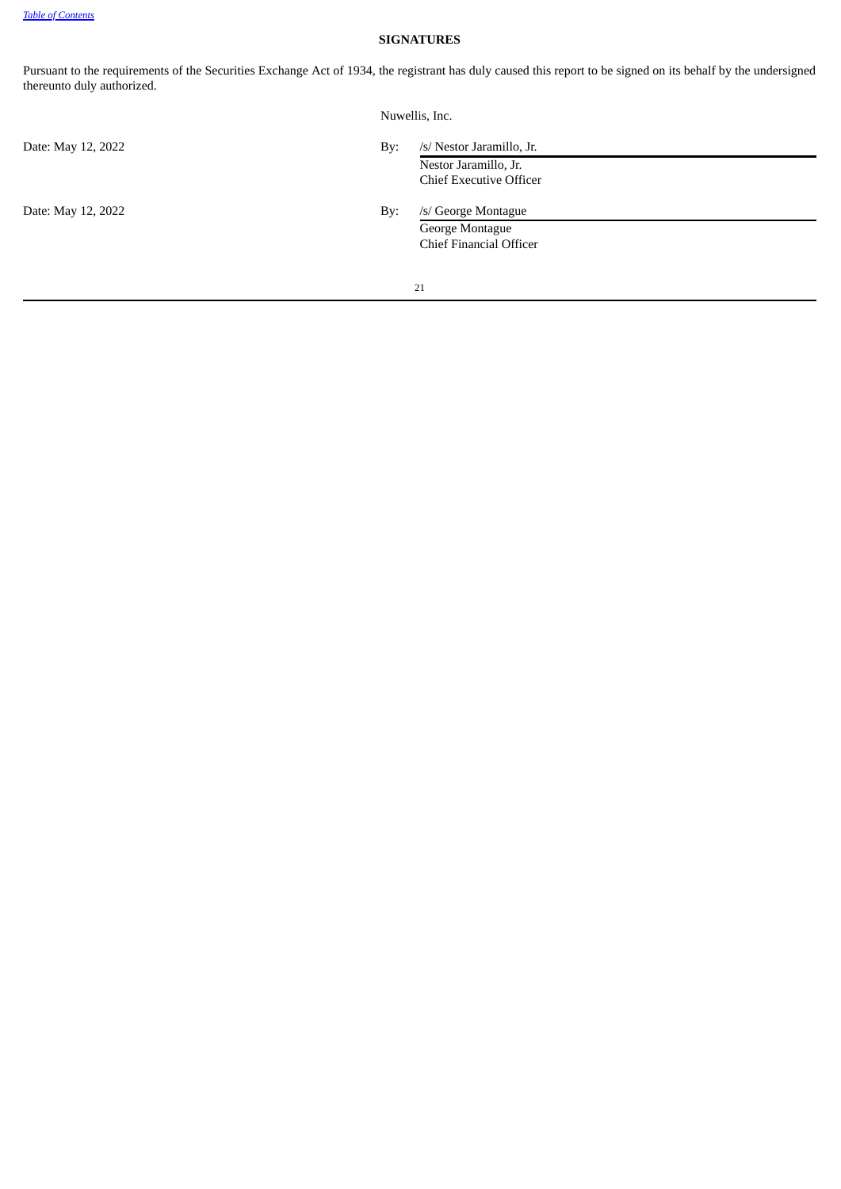# SIGNATURES

Pursuant to the requirements of the Securities Exchange Act of 1934, the registrant has duly caused this report to be signed on its behalf by the undersigned thereunto duly authorized.

Nuwellis, Inc.

| | | |
|---|---|---|
| Date: May 12, 2022 | By: | /s/ Nestor Jaramillo, Jr. |
| | | Nestor Jaramillo, Jr. |
| | | Chief Executive Officer |
| Date: May 12, 2022 | By: | /s/ George Montague |
| | | George Montague |
| | | Chief Financial Officer |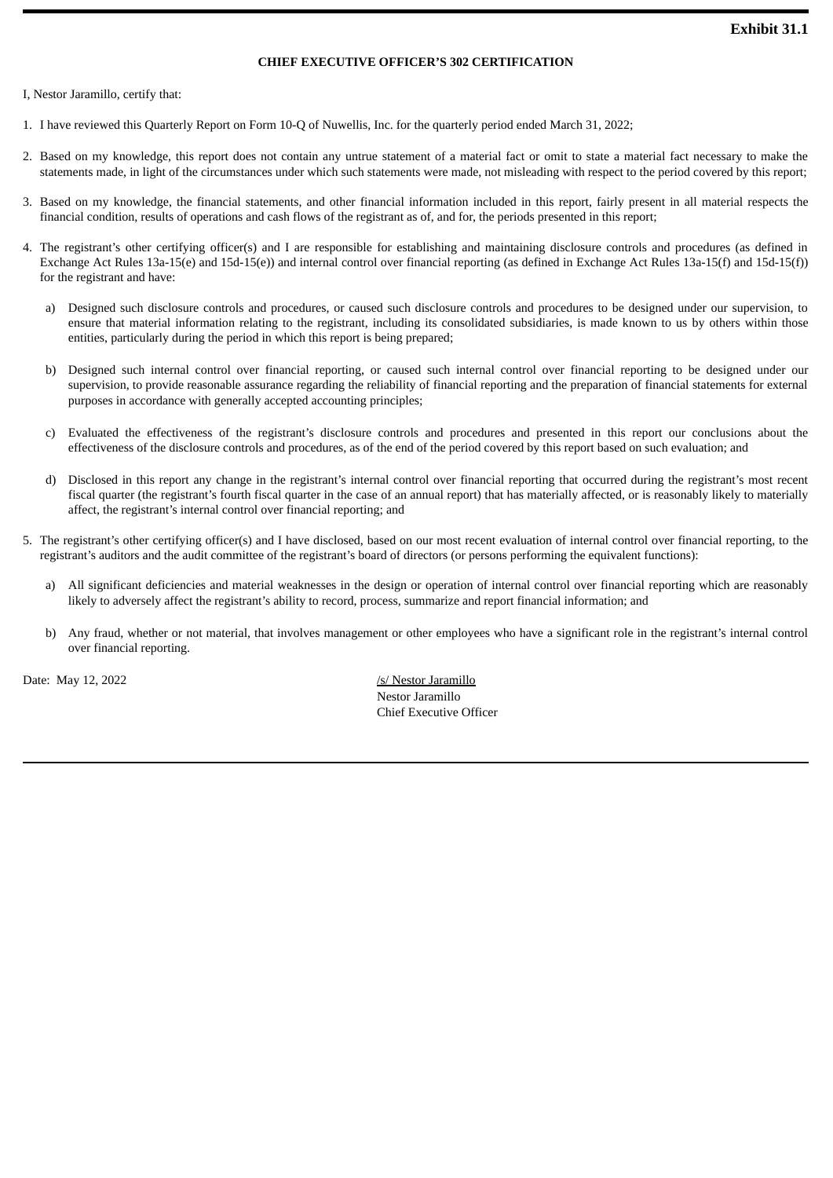**Exhibit 31.1**

**CHIEF EXECUTIVE OFFICER'S 302 CERTIFICATION**

I, Nestor Jaramillo, certify that:

1. I have reviewed this Quarterly Report on Form 10-Q of Nuwellis, Inc. for the quarterly period ended March 31, 2022;

2. Based on my knowledge, this report does not contain any untrue statement of a material fact or omit to state a material fact necessary to make the statements made, in light of the circumstances under which such statements were made, not misleading with respect to the period covered by this report;

3. Based on my knowledge, the financial statements, and other financial information included in this report, fairly present in all material respects the financial condition, results of operations and cash flows of the registrant as of, and for, the periods presented in this report;

4. The registrant's other certifying officer(s) and I are responsible for establishing and maintaining disclosure controls and procedures (as defined in Exchange Act Rules 13a-15(e) and 15d-15(e)) and internal control over financial reporting (as defined in Exchange Act Rules 13a-15(f) and 15d-15(f)) for the registrant and have:

   a) Designed such disclosure controls and procedures, or caused such disclosure controls and procedures to be designed under our supervision, to ensure that material information relating to the registrant, including its consolidated subsidiaries, is made known to us by others within those entities, particularly during the period in which this report is being prepared;

   b) Designed such internal control over financial reporting, or caused such internal control over financial reporting to be designed under our supervision, to provide reasonable assurance regarding the reliability of financial reporting and the preparation of financial statements for external purposes in accordance with generally accepted accounting principles;

   c) Evaluated the effectiveness of the registrant's disclosure controls and procedures and presented in this report our conclusions about the effectiveness of the disclosure controls and procedures, as of the end of the period covered by this report based on such evaluation; and

   d) Disclosed in this report any change in the registrant's internal control over financial reporting that occurred during the registrant's most recent fiscal quarter (the registrant's fourth fiscal quarter in the case of an annual report) that has materially affected, or is reasonably likely to materially affect, the registrant's internal control over financial reporting; and

5. The registrant's other certifying officer(s) and I have disclosed, based on our most recent evaluation of internal control over financial reporting, to the registrant's auditors and the audit committee of the registrant's board of directors (or persons performing the equivalent functions):

   a) All significant deficiencies and material weaknesses in the design or operation of internal control over financial reporting which are reasonably likely to adversely affect the registrant's ability to record, process, summarize and report financial information; and

   b) Any fraud, whether or not material, that involves management or other employees who have a significant role in the registrant's internal control over financial reporting.

Date: May 12, 2022

/s/ Nestor Jaramillo
Nestor Jaramillo
Chief Executive Officer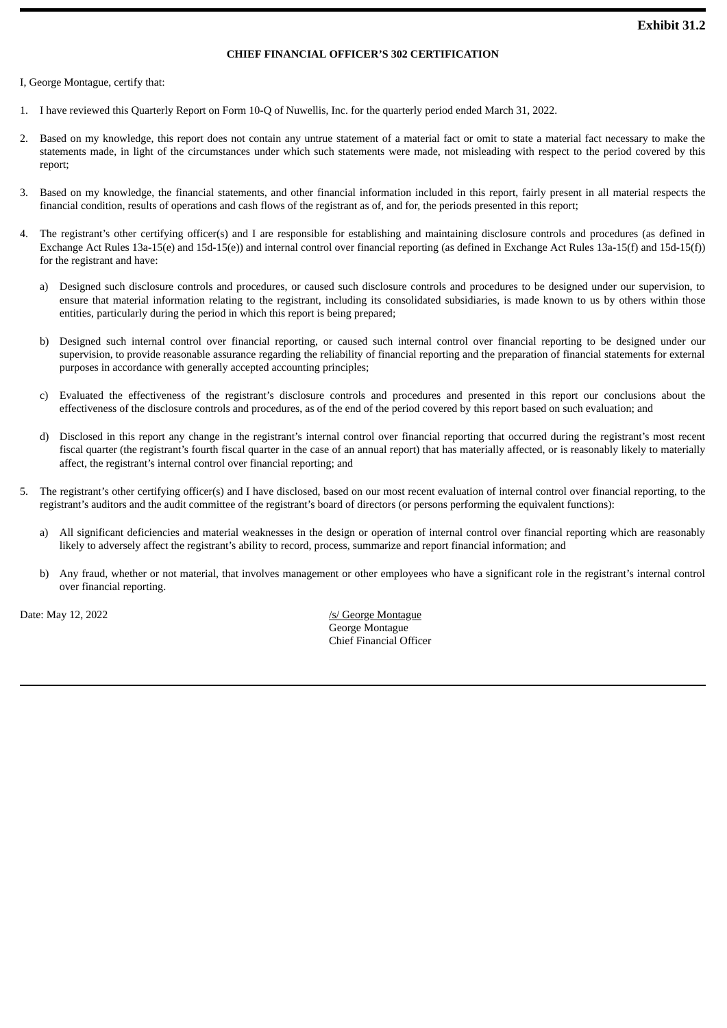**Exhibit 31.2**

**CHIEF FINANCIAL OFFICER'S 302 CERTIFICATION**

I, George Montague, certify that:

1. I have reviewed this Quarterly Report on Form 10-Q of Nuwellis, Inc. for the quarterly period ended March 31, 2022.

2. Based on my knowledge, this report does not contain any untrue statement of a material fact or omit to state a material fact necessary to make the statements made, in light of the circumstances under which such statements were made, not misleading with respect to the period covered by this report;

3. Based on my knowledge, the financial statements, and other financial information included in this report, fairly present in all material respects the financial condition, results of operations and cash flows of the registrant as of, and for, the periods presented in this report;

4. The registrant's other certifying officer(s) and I are responsible for establishing and maintaining disclosure controls and procedures (as defined in Exchange Act Rules 13a-15(e) and 15d-15(e)) and internal control over financial reporting (as defined in Exchange Act Rules 13a-15(f) and 15d-15(f)) for the registrant and have:

   a) Designed such disclosure controls and procedures, or caused such disclosure controls and procedures to be designed under our supervision, to ensure that material information relating to the registrant, including its consolidated subsidiaries, is made known to us by others within those entities, particularly during the period in which this report is being prepared;

   b) Designed such internal control over financial reporting, or caused such internal control over financial reporting to be designed under our supervision, to provide reasonable assurance regarding the reliability of financial reporting and the preparation of financial statements for external purposes in accordance with generally accepted accounting principles;

   c) Evaluated the effectiveness of the registrant's disclosure controls and procedures and presented in this report our conclusions about the effectiveness of the disclosure controls and procedures, as of the end of the period covered by this report based on such evaluation; and

   d) Disclosed in this report any change in the registrant's internal control over financial reporting that occurred during the registrant's most recent fiscal quarter (the registrant's fourth fiscal quarter in the case of an annual report) that has materially affected, or is reasonably likely to materially affect, the registrant's internal control over financial reporting; and

5. The registrant's other certifying officer(s) and I have disclosed, based on our most recent evaluation of internal control over financial reporting, to the registrant's auditors and the audit committee of the registrant's board of directors (or persons performing the equivalent functions):

   a) All significant deficiencies and material weaknesses in the design or operation of internal control over financial reporting which are reasonably likely to adversely affect the registrant's ability to record, process, summarize and report financial information; and

   b) Any fraud, whether or not material, that involves management or other employees who have a significant role in the registrant's internal control over financial reporting.

Date: May 12, 2022

/s/ George Montague
George Montague
Chief Financial Officer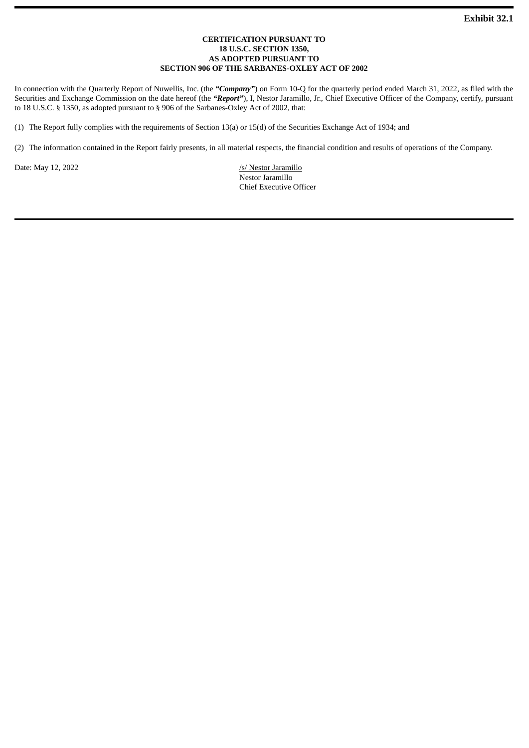**Exhibit 32.1**

**CERTIFICATION PURSUANT TO**
**18 U.S.C. SECTION 1350,**
**AS ADOPTED PURSUANT TO**
**SECTION 906 OF THE SARBANES-OXLEY ACT OF 2002**

In connection with the Quarterly Report of Nuwellis, Inc. (the ***"Company"***) on Form 10-Q for the quarterly period ended March 31, 2022, as filed with the Securities and Exchange Commission on the date hereof (the ***"Report"***), I, Nestor Jaramillo, Jr., Chief Executive Officer of the Company, certify, pursuant to 18 U.S.C. § 1350, as adopted pursuant to § 906 of the Sarbanes-Oxley Act of 2002, that:

(1) The Report fully complies with the requirements of Section 13(a) or 15(d) of the Securities Exchange Act of 1934; and

(2) The information contained in the Report fairly presents, in all material respects, the financial condition and results of operations of the Company.

Date: May 12, 2022

/s/ Nestor Jaramillo
Nestor Jaramillo
Chief Executive Officer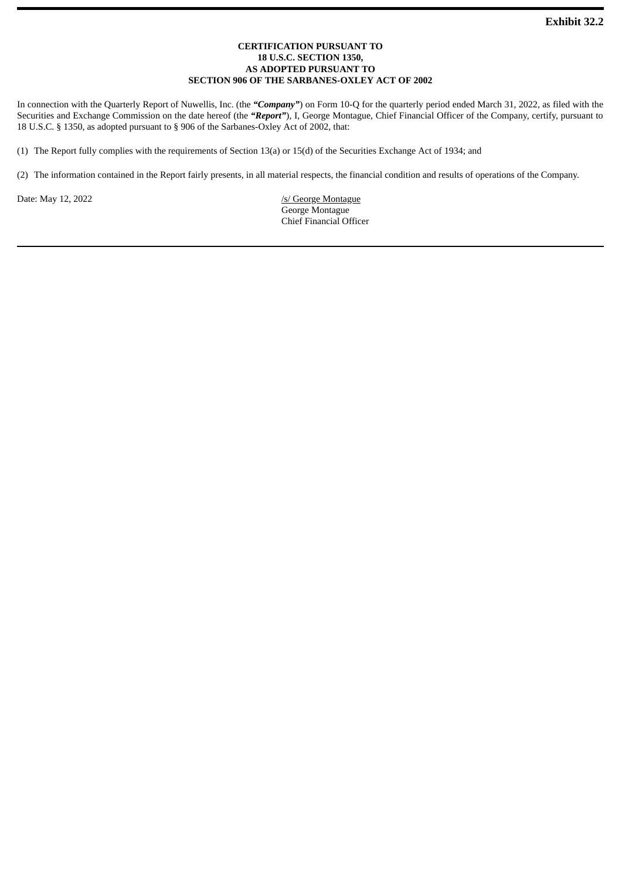**Exhibit 32.2**

**CERTIFICATION PURSUANT TO**
**18 U.S.C. SECTION 1350,**
**AS ADOPTED PURSUANT TO**
**SECTION 906 OF THE SARBANES-OXLEY ACT OF 2002**

In connection with the Quarterly Report of Nuwellis, Inc. (the ***"Company"***) on Form 10-Q for the quarterly period ended March 31, 2022, as filed with the Securities and Exchange Commission on the date hereof (the ***"Report"***), I, George Montague, Chief Financial Officer of the Company, certify, pursuant to 18 U.S.C. § 1350, as adopted pursuant to § 906 of the Sarbanes-Oxley Act of 2002, that:

(1) The Report fully complies with the requirements of Section 13(a) or 15(d) of the Securities Exchange Act of 1934; and

(2) The information contained in the Report fairly presents, in all material respects, the financial condition and results of operations of the Company.

Date: May 12, 2022

/s/ George Montague
George Montague
Chief Financial Officer